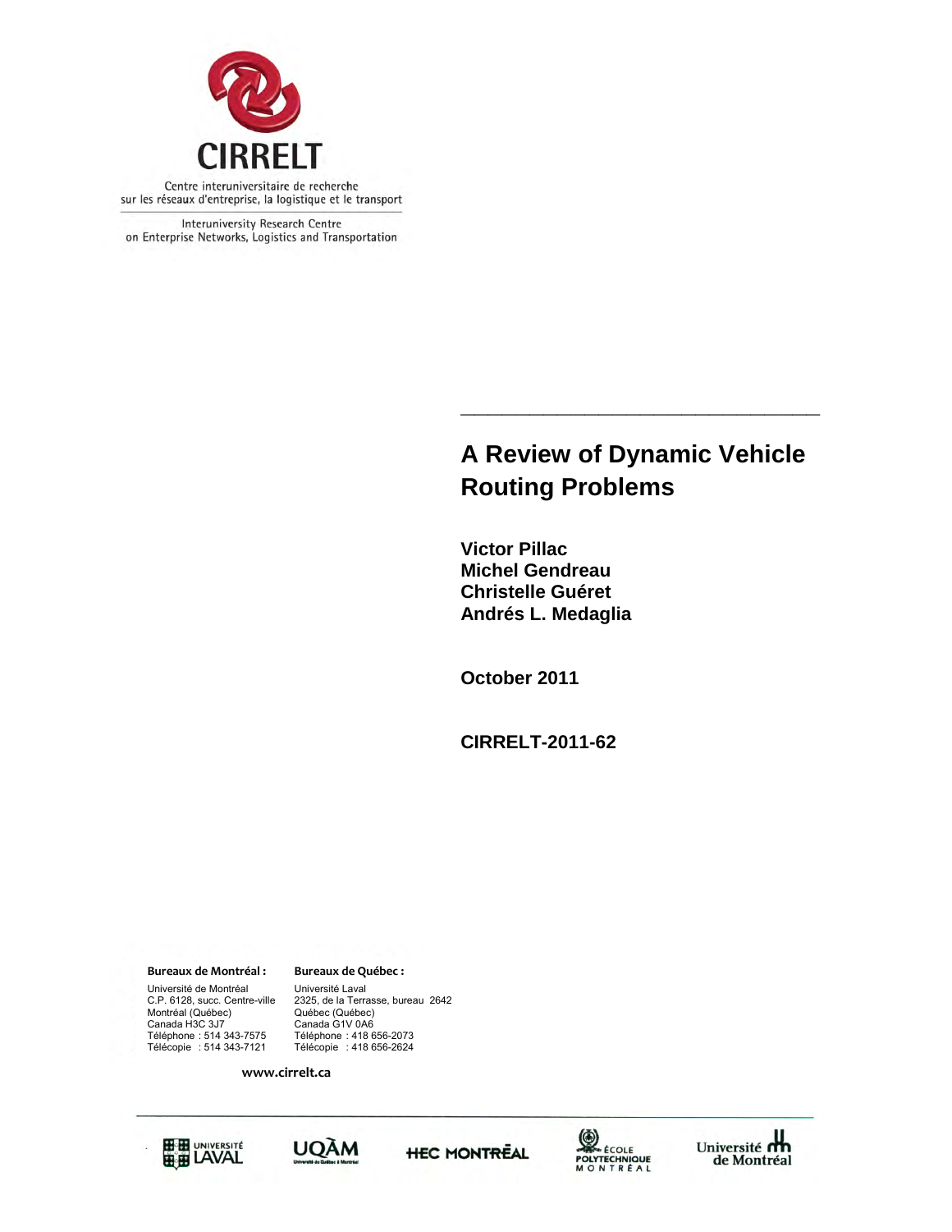CIRRELT

Centre interuniversitaire de recherche sur les réseaux d'entreprise, la logistique et le transport

Interuniversity Research Centre on Enterprise Networks, Logistics and Transportation

# A Review of Dynamic Vehicle Routing Problems

**Victor Pillac**
**Michel Gendreau**
**Christelle Guéret**
**Andrés L. Medaglia**

**October 2011**

**CIRRELT-2011-62**

**Bureaux de Montréal :**
Université de Montréal
C.P. 6128, succ. Centre-ville
Montréal (Québec)
Canada H3C 3J7
Téléphone : 514 343-7575
Télécopie : 514 343-7121

**Bureaux de Québec :**
Université Laval
2325, de la Terrasse, bureau 2642
Québec (Québec)
Canada G1V 0A6
Téléphone : 418 656-2073
Télécopie : 418 656-2624

**www.cirrelt.ca**

Université Laval · UQÀM · HEC Montréal · École Polytechnique Montréal · Université de Montréal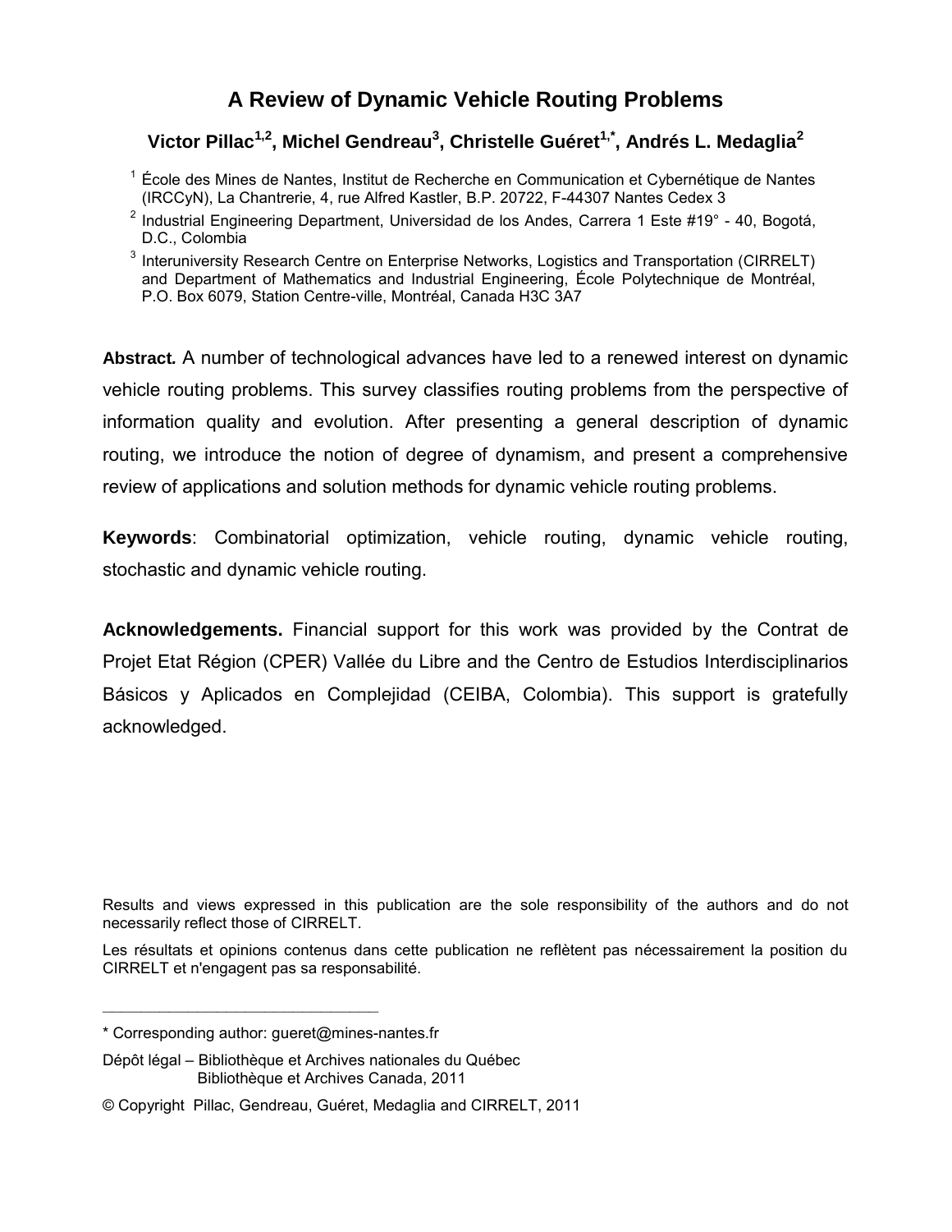# A Review of Dynamic Vehicle Routing Problems

**Victor Pillac[1,2], Michel Gendreau[3], Christelle Guéret[1,*], Andrés L. Medaglia[2]**

[1] École des Mines de Nantes, Institut de Recherche en Communication et Cybernétique de Nantes (IRCCyN), La Chantrerie, 4, rue Alfred Kastler, B.P. 20722, F-44307 Nantes Cedex 3

[2] Industrial Engineering Department, Universidad de los Andes, Carrera 1 Este #19° - 40, Bogotá, D.C., Colombia

[3] Interuniversity Research Centre on Enterprise Networks, Logistics and Transportation (CIRRELT) and Department of Mathematics and Industrial Engineering, École Polytechnique de Montréal, P.O. Box 6079, Station Centre-ville, Montréal, Canada H3C 3A7

**Abstract.** A number of technological advances have led to a renewed interest on dynamic vehicle routing problems. This survey classifies routing problems from the perspective of information quality and evolution. After presenting a general description of dynamic routing, we introduce the notion of degree of dynamism, and present a comprehensive review of applications and solution methods for dynamic vehicle routing problems.

**Keywords**: Combinatorial optimization, vehicle routing, dynamic vehicle routing, stochastic and dynamic vehicle routing.

**Acknowledgements.** Financial support for this work was provided by the Contrat de Projet Etat Région (CPER) Vallée du Libre and the Centro de Estudios Interdisciplinarios Básicos y Aplicados en Complejidad (CEIBA, Colombia). This support is gratefully acknowledged.

Results and views expressed in this publication are the sole responsibility of the authors and do not necessarily reflect those of CIRRELT.

Les résultats et opinions contenus dans cette publication ne reflètent pas nécessairement la position du CIRRELT et n'engagent pas sa responsabilité.

---

* Corresponding author: gueret@mines-nantes.fr

Dépôt légal – Bibliothèque et Archives nationales du Québec
Bibliothèque et Archives Canada, 2011

© Copyright Pillac, Gendreau, Guéret, Medaglia and CIRRELT, 2011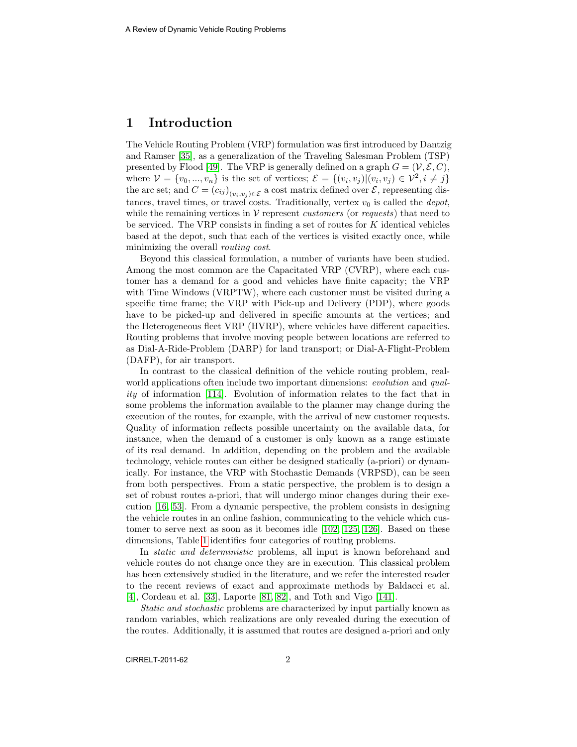# 1 Introduction

The Vehicle Routing Problem (VRP) formulation was first introduced by Dantzig and Ramser [35], as a generalization of the Traveling Salesman Problem (TSP) presented by Flood [49]. The VRP is generally defined on a graph $G = (\mathcal{V}, \mathcal{E}, C)$, where $\mathcal{V} = \{v_0, ..., v_n\}$ is the set of vertices; $\mathcal{E} = \{(v_i, v_j) | (v_i, v_j) \in \mathcal{V}^2, i \neq j\}$ the arc set; and $C = (c_{ij})_{(v_i,v_j)\in\mathcal{E}}$ a cost matrix defined over $\mathcal{E}$, representing distances, travel times, or travel costs. Traditionally, vertex $v_0$ is called the *depot*, while the remaining vertices in $\mathcal{V}$ represent *customers* (or *requests*) that need to be serviced. The VRP consists in finding a set of routes for $K$ identical vehicles based at the depot, such that each of the vertices is visited exactly once, while minimizing the overall *routing cost*.

Beyond this classical formulation, a number of variants have been studied. Among the most common are the Capacitated VRP (CVRP), where each customer has a demand for a good and vehicles have finite capacity; the VRP with Time Windows (VRPTW), where each customer must be visited during a specific time frame; the VRP with Pick-up and Delivery (PDP), where goods have to be picked-up and delivered in specific amounts at the vertices; and the Heterogeneous fleet VRP (HVRP), where vehicles have different capacities. Routing problems that involve moving people between locations are referred to as Dial-A-Ride-Problem (DARP) for land transport; or Dial-A-Flight-Problem (DAFP), for air transport.

In contrast to the classical definition of the vehicle routing problem, real-world applications often include two important dimensions: *evolution* and *quality* of information [114]. Evolution of information relates to the fact that in some problems the information available to the planner may change during the execution of the routes, for example, with the arrival of new customer requests. Quality of information reflects possible uncertainty on the available data, for instance, when the demand of a customer is only known as a range estimate of its real demand. In addition, depending on the problem and the available technology, vehicle routes can either be designed statically (a-priori) or dynamically. For instance, the VRP with Stochastic Demands (VRPSD), can be seen from both perspectives. From a static perspective, the problem is to design a set of robust routes a-priori, that will undergo minor changes during their execution [16, 53]. From a dynamic perspective, the problem consists in designing the vehicle routes in an online fashion, communicating to the vehicle which customer to serve next as soon as it becomes idle [102, 125, 126]. Based on these dimensions, Table 1 identifies four categories of routing problems.

In *static and deterministic* problems, all input is known beforehand and vehicle routes do not change once they are in execution. This classical problem has been extensively studied in the literature, and we refer the interested reader to the recent reviews of exact and approximate methods by Baldacci et al. [4], Cordeau et al. [33], Laporte [81, 82], and Toth and Vigo [141].

*Static and stochastic* problems are characterized by input partially known as random variables, which realizations are only revealed during the execution of the routes. Additionally, it is assumed that routes are designed a-priori and only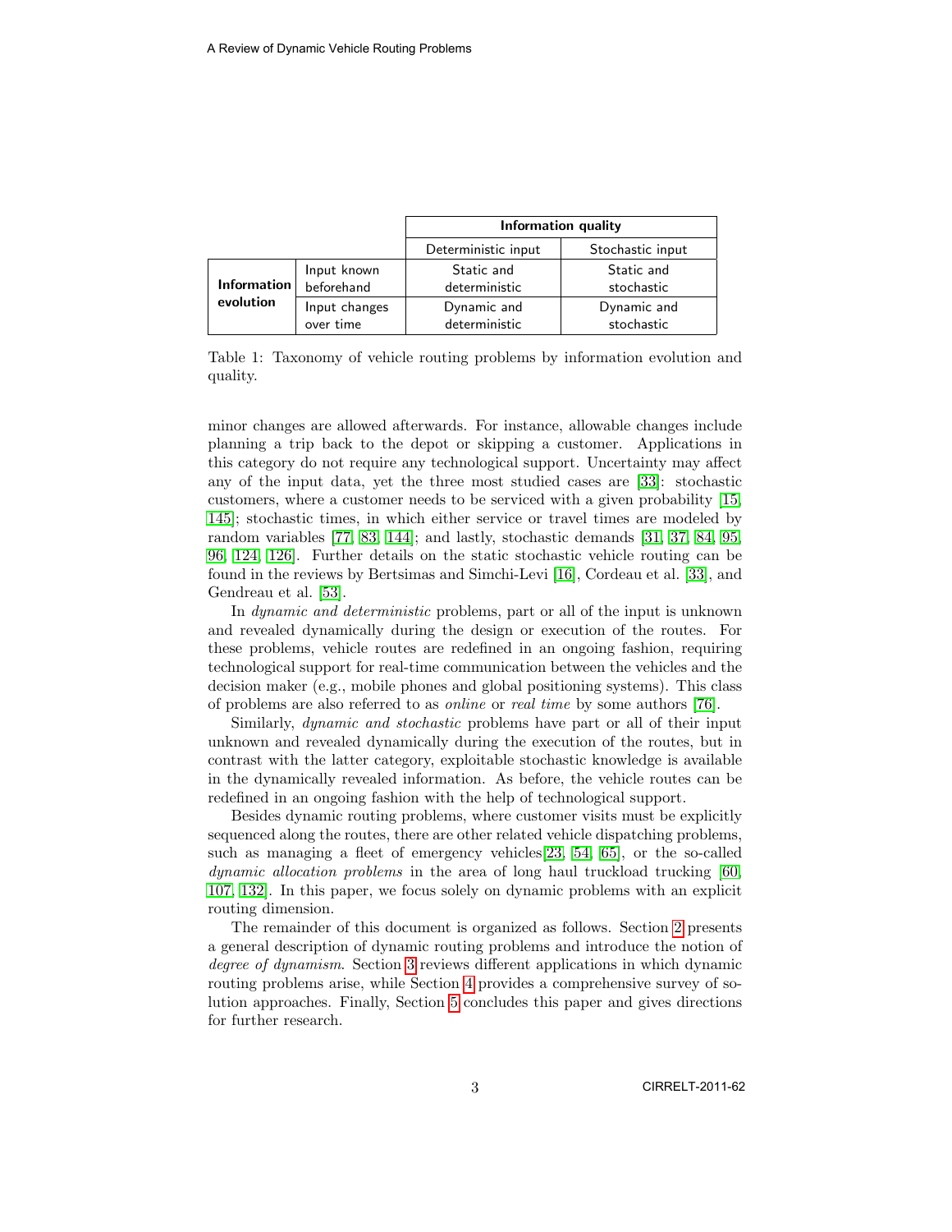| | | Information quality | |
|---|---|---|---|
| | | Deterministic input | Stochastic input |
| **Information evolution** | Input known beforehand | Static and deterministic | Static and stochastic |
| | Input changes over time | Dynamic and deterministic | Dynamic and stochastic |

Table 1: Taxonomy of vehicle routing problems by information evolution and quality.

minor changes are allowed afterwards. For instance, allowable changes include planning a trip back to the depot or skipping a customer. Applications in this category do not require any technological support. Uncertainty may affect any of the input data, yet the three most studied cases are [33]: stochastic customers, where a customer needs to be serviced with a given probability [15, 145]; stochastic times, in which either service or travel times are modeled by random variables [77, 83, 144]; and lastly, stochastic demands [31, 37, 84, 95, 96, 124, 126]. Further details on the static stochastic vehicle routing can be found in the reviews by Bertsimas and Simchi-Levi [16], Cordeau et al. [33], and Gendreau et al. [53].

In *dynamic and deterministic* problems, part or all of the input is unknown and revealed dynamically during the design or execution of the routes. For these problems, vehicle routes are redefined in an ongoing fashion, requiring technological support for real-time communication between the vehicles and the decision maker (e.g., mobile phones and global positioning systems). This class of problems are also referred to as *online* or *real time* by some authors [76].

Similarly, *dynamic and stochastic* problems have part or all of their input unknown and revealed dynamically during the execution of the routes, but in contrast with the latter category, exploitable stochastic knowledge is available in the dynamically revealed information. As before, the vehicle routes can be redefined in an ongoing fashion with the help of technological support.

Besides dynamic routing problems, where customer visits must be explicitly sequenced along the routes, there are other related vehicle dispatching problems, such as managing a fleet of emergency vehicles[23, 54, 65], or the so-called *dynamic allocation problems* in the area of long haul truckload trucking [60, 107, 132]. In this paper, we focus solely on dynamic problems with an explicit routing dimension.

The remainder of this document is organized as follows. Section 2 presents a general description of dynamic routing problems and introduce the notion of *degree of dynamism*. Section 3 reviews different applications in which dynamic routing problems arise, while Section 4 provides a comprehensive survey of solution approaches. Finally, Section 5 concludes this paper and gives directions for further research.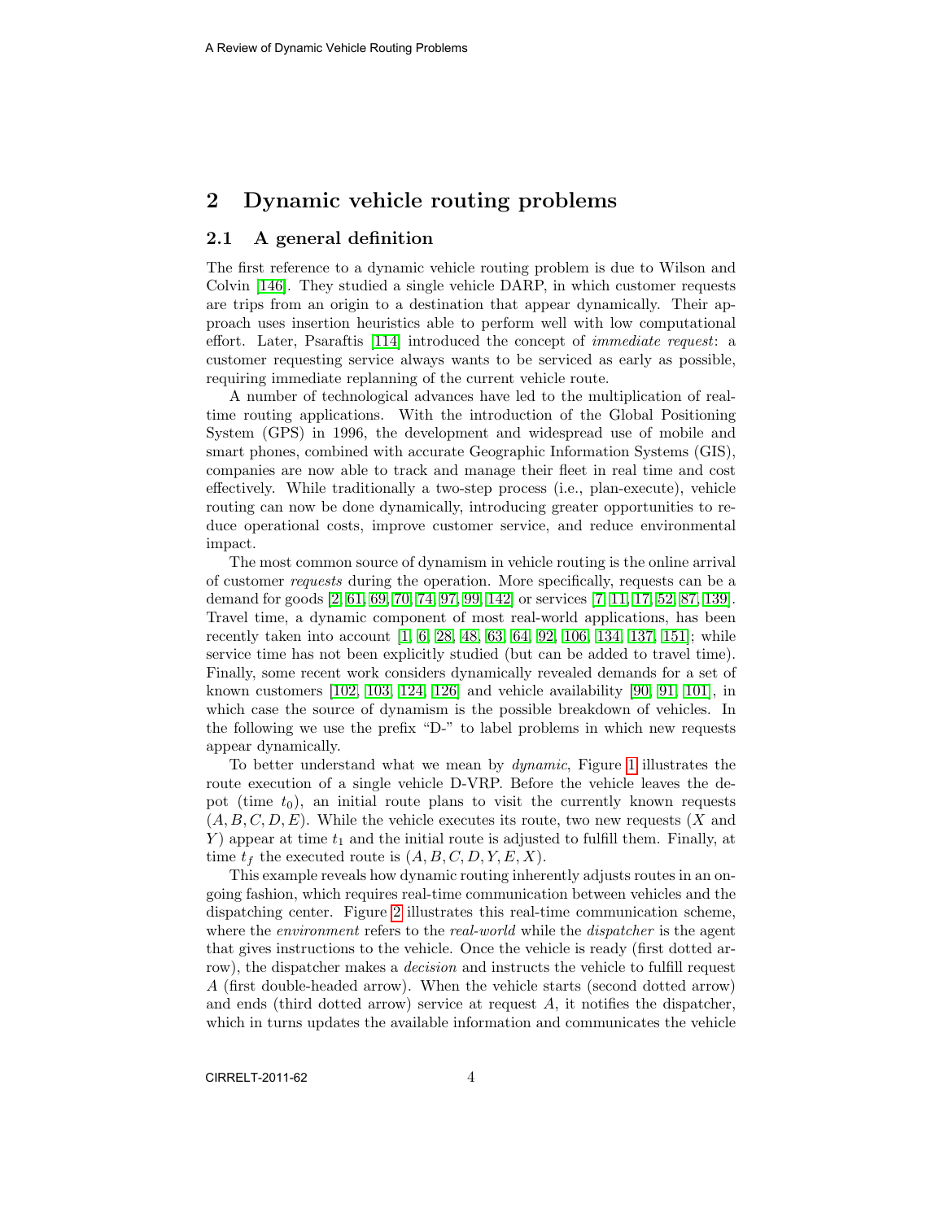## 2 Dynamic vehicle routing problems

### 2.1 A general definition

The first reference to a dynamic vehicle routing problem is due to Wilson and Colvin [146]. They studied a single vehicle DARP, in which customer requests are trips from an origin to a destination that appear dynamically. Their approach uses insertion heuristics able to perform well with low computational effort. Later, Psaraftis [114] introduced the concept of *immediate request*: a customer requesting service always wants to be serviced as early as possible, requiring immediate replanning of the current vehicle route.

A number of technological advances have led to the multiplication of real-time routing applications. With the introduction of the Global Positioning System (GPS) in 1996, the development and widespread use of mobile and smart phones, combined with accurate Geographic Information Systems (GIS), companies are now able to track and manage their fleet in real time and cost effectively. While traditionally a two-step process (i.e., plan-execute), vehicle routing can now be done dynamically, introducing greater opportunities to reduce operational costs, improve customer service, and reduce environmental impact.

The most common source of dynamism in vehicle routing is the online arrival of customer *requests* during the operation. More specifically, requests can be a demand for goods [2, 61, 69, 70, 74, 97, 99, 142] or services [7, 11, 17, 52, 87, 139]. Travel time, a dynamic component of most real-world applications, has been recently taken into account [1, 6, 28, 48, 63, 64, 92, 106, 134, 137, 151]; while service time has not been explicitly studied (but can be added to travel time). Finally, some recent work considers dynamically revealed demands for a set of known customers [102, 103, 124, 126] and vehicle availability [90, 91, 101], in which case the source of dynamism is the possible breakdown of vehicles. In the following we use the prefix "D-" to label problems in which new requests appear dynamically.

To better understand what we mean by *dynamic*, Figure 1 illustrates the route execution of a single vehicle D-VRP. Before the vehicle leaves the depot (time $t_0$), an initial route plans to visit the currently known requests $(A, B, C, D, E)$. While the vehicle executes its route, two new requests ($X$ and $Y$) appear at time $t_1$ and the initial route is adjusted to fulfill them. Finally, at time $t_f$ the executed route is $(A, B, C, D, Y, E, X)$.

This example reveals how dynamic routing inherently adjusts routes in an ongoing fashion, which requires real-time communication between vehicles and the dispatching center. Figure 2 illustrates this real-time communication scheme, where the *environment* refers to the *real-world* while the *dispatcher* is the agent that gives instructions to the vehicle. Once the vehicle is ready (first dotted arrow), the dispatcher makes a *decision* and instructs the vehicle to fulfill request $A$ (first double-headed arrow). When the vehicle starts (second dotted arrow) and ends (third dotted arrow) service at request $A$, it notifies the dispatcher, which in turns updates the available information and communicates the vehicle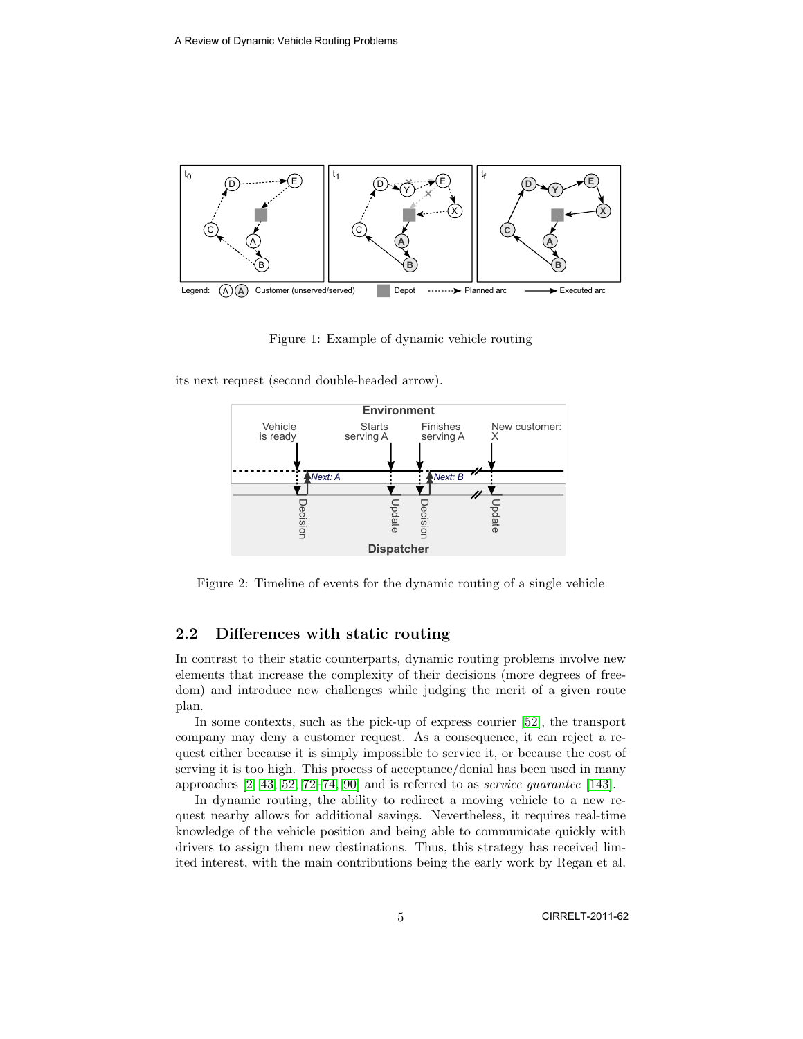Figure 1: Example of dynamic vehicle routing

its next request (second double-headed arrow).

Figure 2: Timeline of events for the dynamic routing of a single vehicle

## 2.2 Differences with static routing

In contrast to their static counterparts, dynamic routing problems involve new elements that increase the complexity of their decisions (more degrees of freedom) and introduce new challenges while judging the merit of a given route plan.

In some contexts, such as the pick-up of express courier [52], the transport company may deny a customer request. As a consequence, it can reject a request either because it is simply impossible to service it, or because the cost of serving it is too high. This process of acceptance/denial has been used in many approaches [2, 43, 52, 72–74, 90] and is referred to as *service guarantee* [143].

In dynamic routing, the ability to redirect a moving vehicle to a new request nearby allows for additional savings. Nevertheless, it requires real-time knowledge of the vehicle position and being able to communicate quickly with drivers to assign them new destinations. Thus, this strategy has received limited interest, with the main contributions being the early work by Regan et al.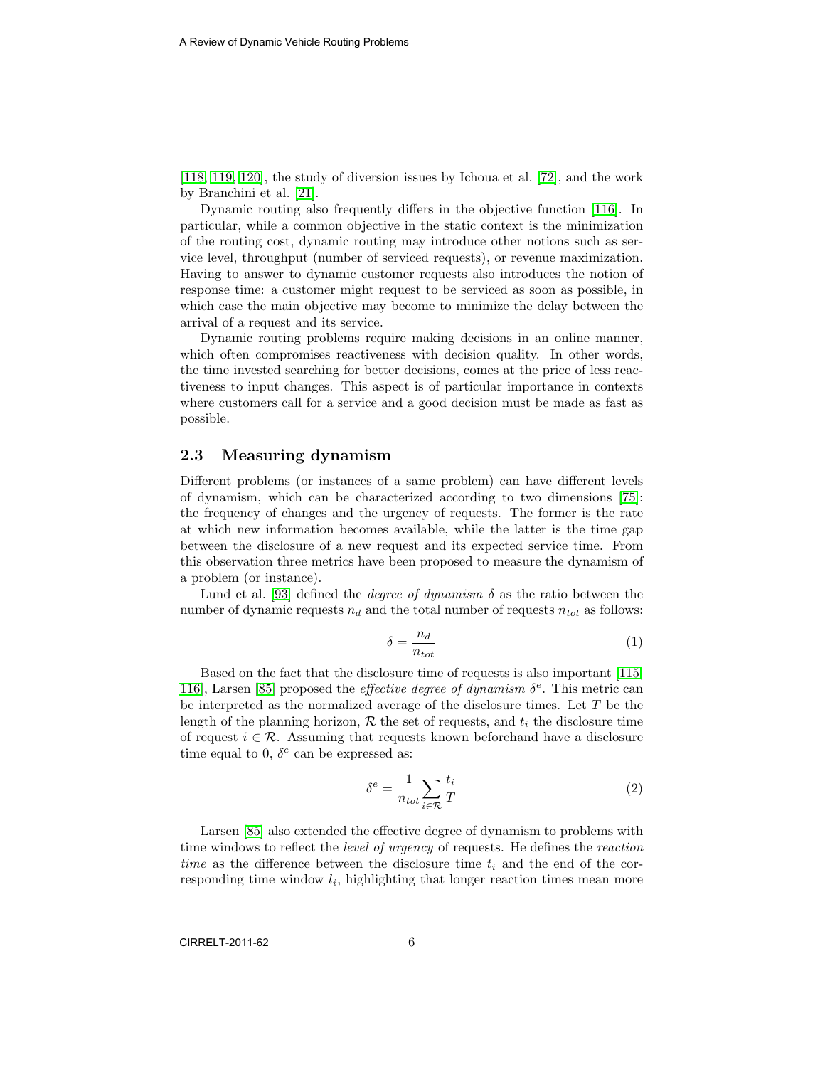[118, 119, 120], the study of diversion issues by Ichoua et al. [72], and the work by Branchini et al. [21].

Dynamic routing also frequently differs in the objective function [116]. In particular, while a common objective in the static context is the minimization of the routing cost, dynamic routing may introduce other notions such as service level, throughput (number of serviced requests), or revenue maximization. Having to answer to dynamic customer requests also introduces the notion of response time: a customer might request to be serviced as soon as possible, in which case the main objective may become to minimize the delay between the arrival of a request and its service.

Dynamic routing problems require making decisions in an online manner, which often compromises reactiveness with decision quality. In other words, the time invested searching for better decisions, comes at the price of less reactiveness to input changes. This aspect is of particular importance in contexts where customers call for a service and a good decision must be made as fast as possible.

## 2.3 Measuring dynamism

Different problems (or instances of a same problem) can have different levels of dynamism, which can be characterized according to two dimensions [75]: the frequency of changes and the urgency of requests. The former is the rate at which new information becomes available, while the latter is the time gap between the disclosure of a new request and its expected service time. From this observation three metrics have been proposed to measure the dynamism of a problem (or instance).

Lund et al. [93] defined the *degree of dynamism* $\delta$ as the ratio between the number of dynamic requests $n_d$ and the total number of requests $n_{tot}$ as follows:

$$\delta = \frac{n_d}{n_{tot}} \tag{1}$$

Based on the fact that the disclosure time of requests is also important [115, 116], Larsen [85] proposed the *effective degree of dynamism* $\delta^e$. This metric can be interpreted as the normalized average of the disclosure times. Let $T$ be the length of the planning horizon, $\mathcal{R}$ the set of requests, and $t_i$ the disclosure time of request $i \in \mathcal{R}$. Assuming that requests known beforehand have a disclosure time equal to 0, $\delta^e$ can be expressed as:

$$\delta^e = \frac{1}{n_{tot}} \sum_{i \in \mathcal{R}} \frac{t_i}{T} \tag{2}$$

Larsen [85] also extended the effective degree of dynamism to problems with time windows to reflect the *level of urgency* of requests. He defines the *reaction time* as the difference between the disclosure time $t_i$ and the end of the corresponding time window $l_i$, highlighting that longer reaction times mean more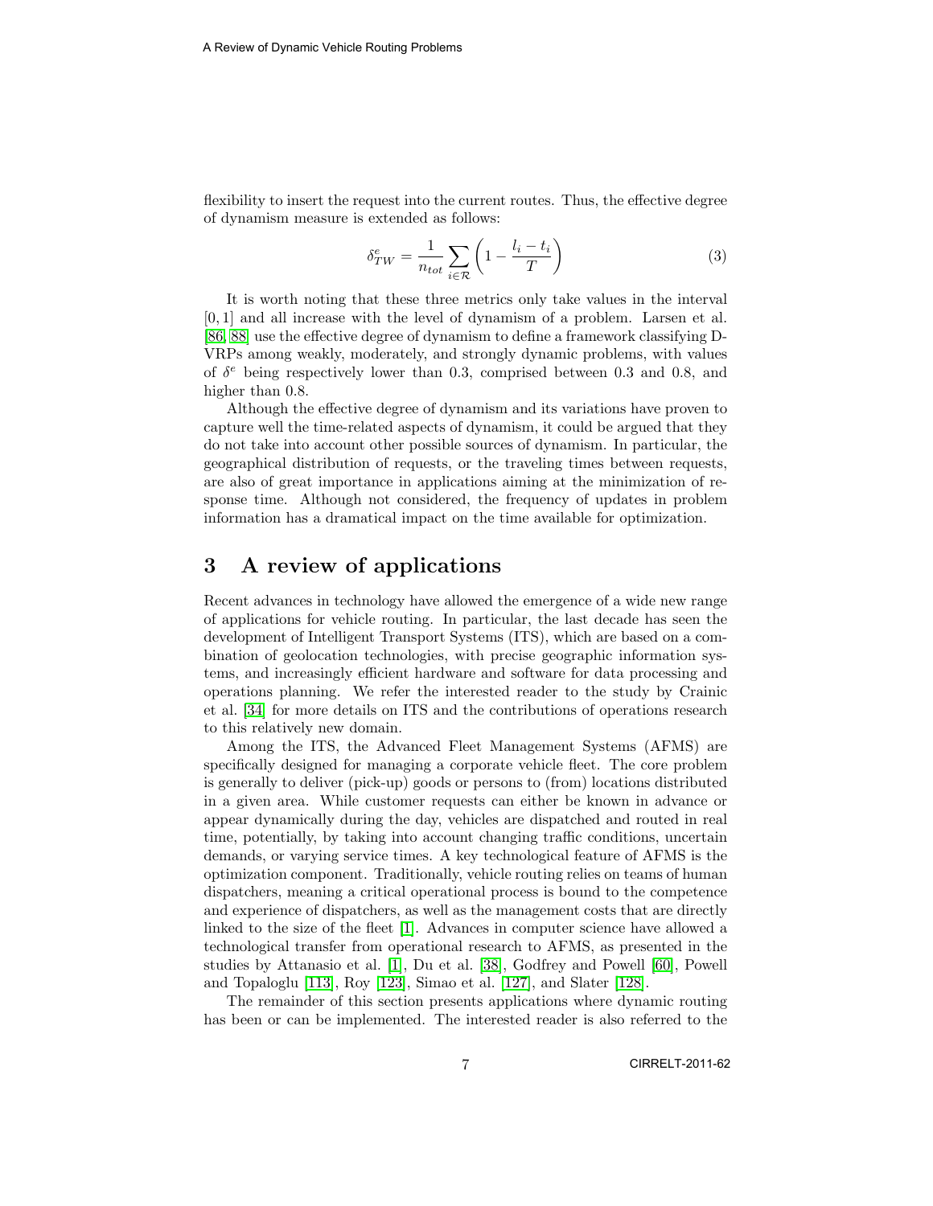flexibility to insert the request into the current routes. Thus, the effective degree of dynamism measure is extended as follows:

$$\delta^e_{TW} = \frac{1}{n_{tot}} \sum_{i \in \mathcal{R}} \left(1 - \frac{l_i - t_i}{T}\right) \tag{3}$$

It is worth noting that these three metrics only take values in the interval $[0, 1]$ and all increase with the level of dynamism of a problem. Larsen et al. [86, 88] use the effective degree of dynamism to define a framework classifying D-VRPs among weakly, moderately, and strongly dynamic problems, with values of $\delta^e$ being respectively lower than 0.3, comprised between 0.3 and 0.8, and higher than 0.8.

Although the effective degree of dynamism and its variations have proven to capture well the time-related aspects of dynamism, it could be argued that they do not take into account other possible sources of dynamism. In particular, the geographical distribution of requests, or the traveling times between requests, are also of great importance in applications aiming at the minimization of response time. Although not considered, the frequency of updates in problem information has a dramatical impact on the time available for optimization.

# 3 A review of applications

Recent advances in technology have allowed the emergence of a wide new range of applications for vehicle routing. In particular, the last decade has seen the development of Intelligent Transport Systems (ITS), which are based on a combination of geolocation technologies, with precise geographic information systems, and increasingly efficient hardware and software for data processing and operations planning. We refer the interested reader to the study by Crainic et al. [34] for more details on ITS and the contributions of operations research to this relatively new domain.

Among the ITS, the Advanced Fleet Management Systems (AFMS) are specifically designed for managing a corporate vehicle fleet. The core problem is generally to deliver (pick-up) goods or persons to (from) locations distributed in a given area. While customer requests can either be known in advance or appear dynamically during the day, vehicles are dispatched and routed in real time, potentially, by taking into account changing traffic conditions, uncertain demands, or varying service times. A key technological feature of AFMS is the optimization component. Traditionally, vehicle routing relies on teams of human dispatchers, meaning a critical operational process is bound to the competence and experience of dispatchers, as well as the management costs that are directly linked to the size of the fleet [1]. Advances in computer science have allowed a technological transfer from operational research to AFMS, as presented in the studies by Attanasio et al. [1], Du et al. [38], Godfrey and Powell [60], Powell and Topaloglu [113], Roy [123], Simao et al. [127], and Slater [128].

The remainder of this section presents applications where dynamic routing has been or can be implemented. The interested reader is also referred to the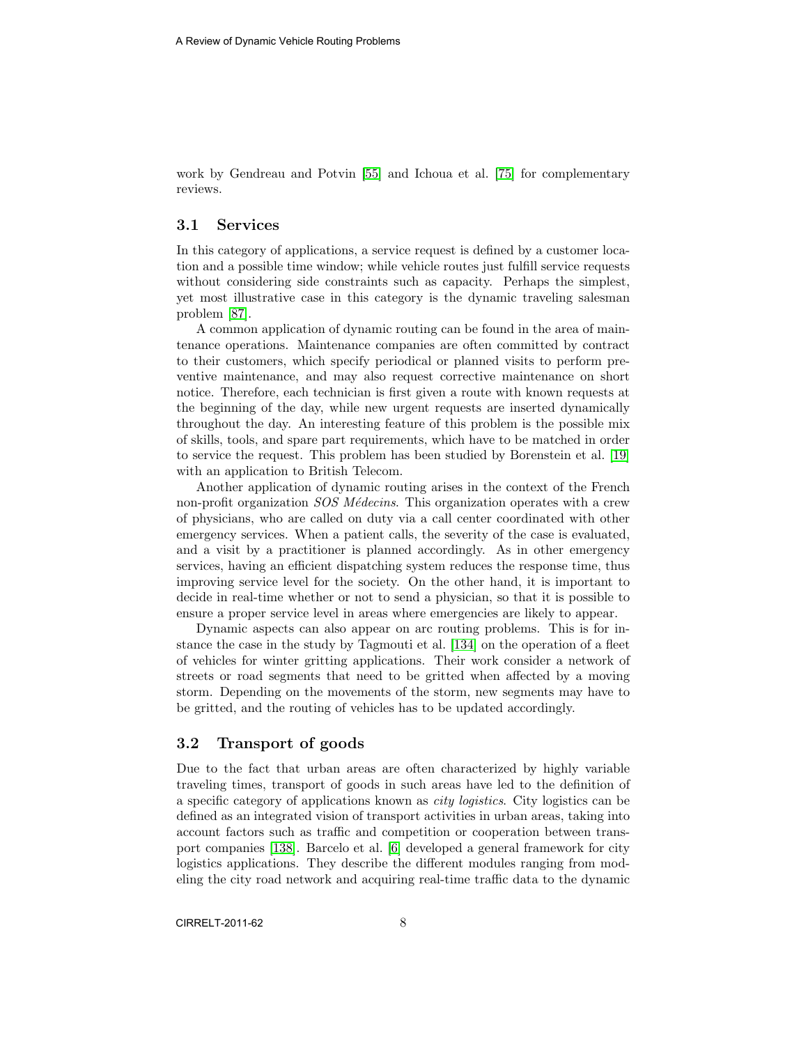work by Gendreau and Potvin [55] and Ichoua et al. [75] for complementary reviews.

### 3.1 Services

In this category of applications, a service request is defined by a customer location and a possible time window; while vehicle routes just fulfill service requests without considering side constraints such as capacity. Perhaps the simplest, yet most illustrative case in this category is the dynamic traveling salesman problem [87].

A common application of dynamic routing can be found in the area of maintenance operations. Maintenance companies are often committed by contract to their customers, which specify periodical or planned visits to perform preventive maintenance, and may also request corrective maintenance on short notice. Therefore, each technician is first given a route with known requests at the beginning of the day, while new urgent requests are inserted dynamically throughout the day. An interesting feature of this problem is the possible mix of skills, tools, and spare part requirements, which have to be matched in order to service the request. This problem has been studied by Borenstein et al. [19] with an application to British Telecom.

Another application of dynamic routing arises in the context of the French non-profit organization *SOS Médecins*. This organization operates with a crew of physicians, who are called on duty via a call center coordinated with other emergency services. When a patient calls, the severity of the case is evaluated, and a visit by a practitioner is planned accordingly. As in other emergency services, having an efficient dispatching system reduces the response time, thus improving service level for the society. On the other hand, it is important to decide in real-time whether or not to send a physician, so that it is possible to ensure a proper service level in areas where emergencies are likely to appear.

Dynamic aspects can also appear on arc routing problems. This is for instance the case in the study by Tagmouti et al. [134] on the operation of a fleet of vehicles for winter gritting applications. Their work consider a network of streets or road segments that need to be gritted when affected by a moving storm. Depending on the movements of the storm, new segments may have to be gritted, and the routing of vehicles has to be updated accordingly.

### 3.2 Transport of goods

Due to the fact that urban areas are often characterized by highly variable traveling times, transport of goods in such areas have led to the definition of a specific category of applications known as *city logistics*. City logistics can be defined as an integrated vision of transport activities in urban areas, taking into account factors such as traffic and competition or cooperation between transport companies [138]. Barcelo et al. [6] developed a general framework for city logistics applications. They describe the different modules ranging from modeling the city road network and acquiring real-time traffic data to the dynamic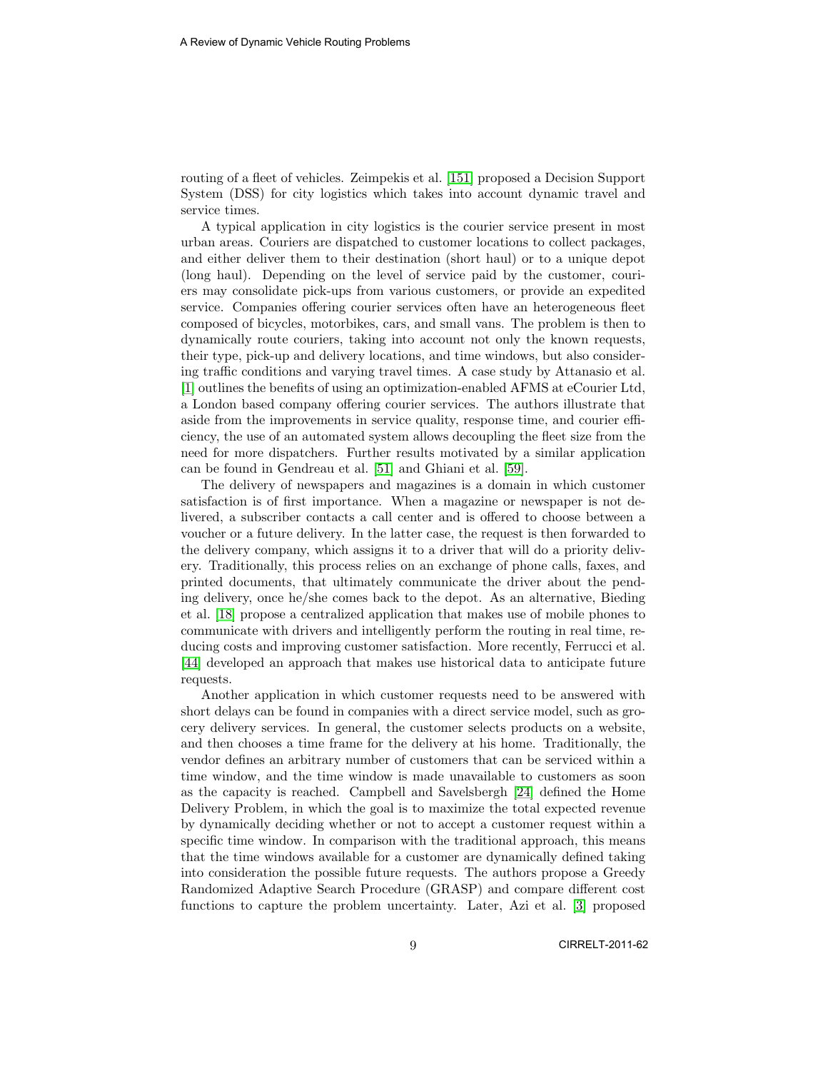routing of a fleet of vehicles. Zeimpekis et al. [151] proposed a Decision Support System (DSS) for city logistics which takes into account dynamic travel and service times.

A typical application in city logistics is the courier service present in most urban areas. Couriers are dispatched to customer locations to collect packages, and either deliver them to their destination (short haul) or to a unique depot (long haul). Depending on the level of service paid by the customer, couriers may consolidate pick-ups from various customers, or provide an expedited service. Companies offering courier services often have an heterogeneous fleet composed of bicycles, motorbikes, cars, and small vans. The problem is then to dynamically route couriers, taking into account not only the known requests, their type, pick-up and delivery locations, and time windows, but also considering traffic conditions and varying travel times. A case study by Attanasio et al. [1] outlines the benefits of using an optimization-enabled AFMS at eCourier Ltd, a London based company offering courier services. The authors illustrate that aside from the improvements in service quality, response time, and courier efficiency, the use of an automated system allows decoupling the fleet size from the need for more dispatchers. Further results motivated by a similar application can be found in Gendreau et al. [51] and Ghiani et al. [59].

The delivery of newspapers and magazines is a domain in which customer satisfaction is of first importance. When a magazine or newspaper is not delivered, a subscriber contacts a call center and is offered to choose between a voucher or a future delivery. In the latter case, the request is then forwarded to the delivery company, which assigns it to a driver that will do a priority delivery. Traditionally, this process relies on an exchange of phone calls, faxes, and printed documents, that ultimately communicate the driver about the pending delivery, once he/she comes back to the depot. As an alternative, Bieding et al. [18] propose a centralized application that makes use of mobile phones to communicate with drivers and intelligently perform the routing in real time, reducing costs and improving customer satisfaction. More recently, Ferrucci et al. [44] developed an approach that makes use historical data to anticipate future requests.

Another application in which customer requests need to be answered with short delays can be found in companies with a direct service model, such as grocery delivery services. In general, the customer selects products on a website, and then chooses a time frame for the delivery at his home. Traditionally, the vendor defines an arbitrary number of customers that can be serviced within a time window, and the time window is made unavailable to customers as soon as the capacity is reached. Campbell and Savelsbergh [24] defined the Home Delivery Problem, in which the goal is to maximize the total expected revenue by dynamically deciding whether or not to accept a customer request within a specific time window. In comparison with the traditional approach, this means that the time windows available for a customer are dynamically defined taking into consideration the possible future requests. The authors propose a Greedy Randomized Adaptive Search Procedure (GRASP) and compare different cost functions to capture the problem uncertainty. Later, Azi et al. [3] proposed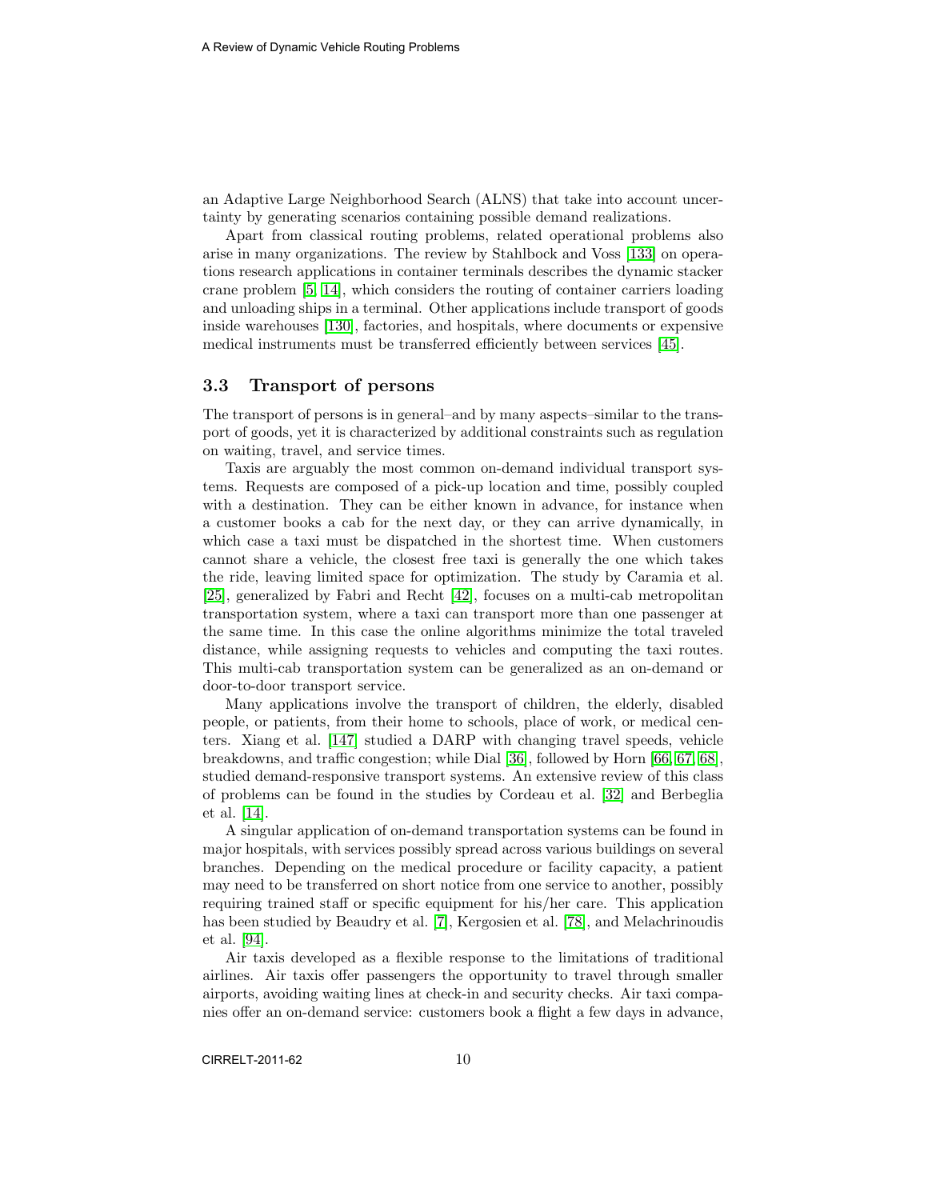an Adaptive Large Neighborhood Search (ALNS) that take into account uncertainty by generating scenarios containing possible demand realizations.

Apart from classical routing problems, related operational problems also arise in many organizations. The review by Stahlbock and Voss [133] on operations research applications in container terminals describes the dynamic stacker crane problem [5, 14], which considers the routing of container carriers loading and unloading ships in a terminal. Other applications include transport of goods inside warehouses [130], factories, and hospitals, where documents or expensive medical instruments must be transferred efficiently between services [45].

### 3.3 Transport of persons

The transport of persons is in general–and by many aspects–similar to the transport of goods, yet it is characterized by additional constraints such as regulation on waiting, travel, and service times.

Taxis are arguably the most common on-demand individual transport systems. Requests are composed of a pick-up location and time, possibly coupled with a destination. They can be either known in advance, for instance when a customer books a cab for the next day, or they can arrive dynamically, in which case a taxi must be dispatched in the shortest time. When customers cannot share a vehicle, the closest free taxi is generally the one which takes the ride, leaving limited space for optimization. The study by Caramia et al. [25], generalized by Fabri and Recht [42], focuses on a multi-cab metropolitan transportation system, where a taxi can transport more than one passenger at the same time. In this case the online algorithms minimize the total traveled distance, while assigning requests to vehicles and computing the taxi routes. This multi-cab transportation system can be generalized as an on-demand or door-to-door transport service.

Many applications involve the transport of children, the elderly, disabled people, or patients, from their home to schools, place of work, or medical centers. Xiang et al. [147] studied a DARP with changing travel speeds, vehicle breakdowns, and traffic congestion; while Dial [36], followed by Horn [66, 67, 68], studied demand-responsive transport systems. An extensive review of this class of problems can be found in the studies by Cordeau et al. [32] and Berbeglia et al. [14].

A singular application of on-demand transportation systems can be found in major hospitals, with services possibly spread across various buildings on several branches. Depending on the medical procedure or facility capacity, a patient may need to be transferred on short notice from one service to another, possibly requiring trained staff or specific equipment for his/her care. This application has been studied by Beaudry et al. [7], Kergosien et al. [78], and Melachrinoudis et al. [94].

Air taxis developed as a flexible response to the limitations of traditional airlines. Air taxis offer passengers the opportunity to travel through smaller airports, avoiding waiting lines at check-in and security checks. Air taxi companies offer an on-demand service: customers book a flight a few days in advance,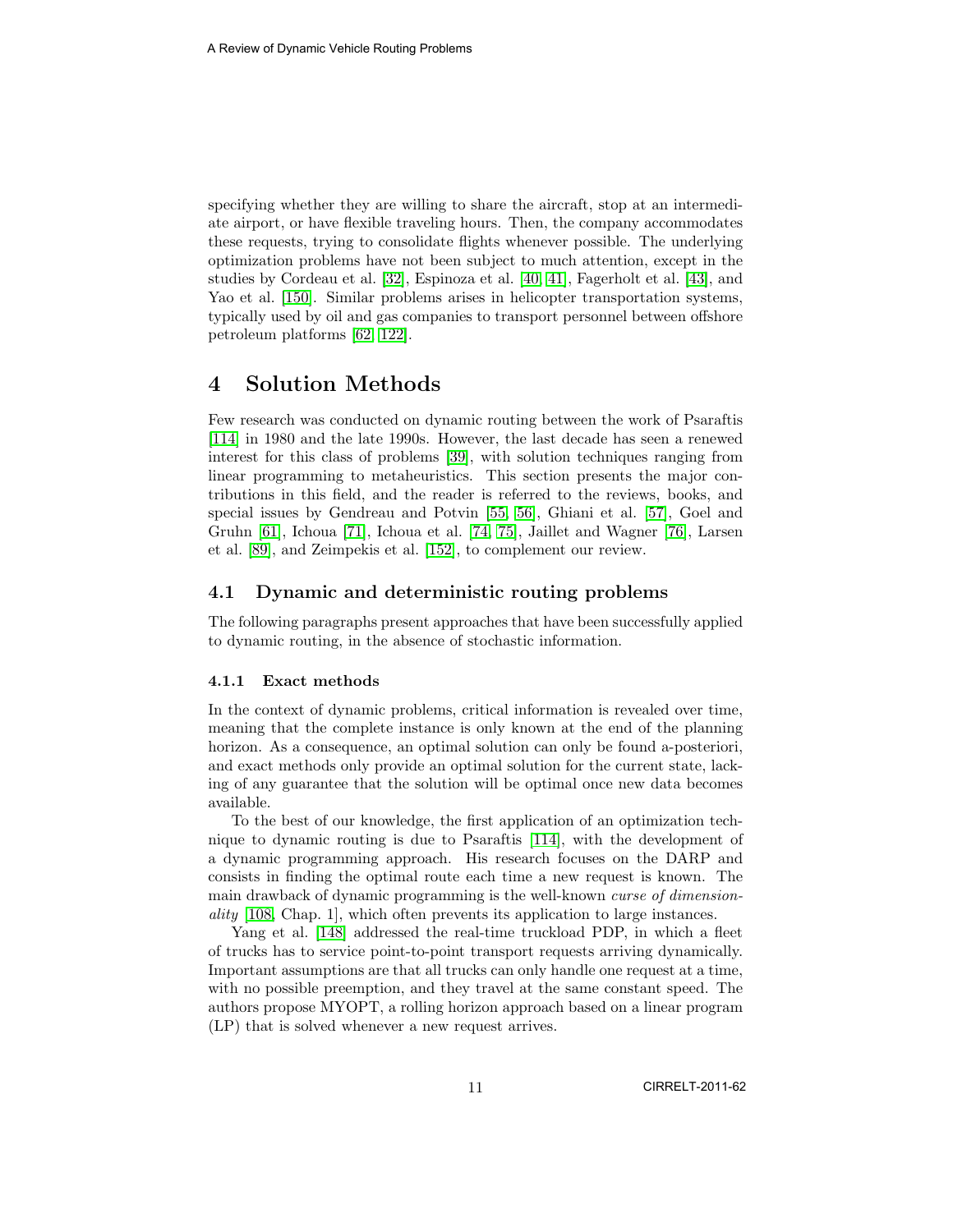specifying whether they are willing to share the aircraft, stop at an intermediate airport, or have flexible traveling hours. Then, the company accommodates these requests, trying to consolidate flights whenever possible. The underlying optimization problems have not been subject to much attention, except in the studies by Cordeau et al. [32], Espinoza et al. [40, 41], Fagerholt et al. [43], and Yao et al. [150]. Similar problems arises in helicopter transportation systems, typically used by oil and gas companies to transport personnel between offshore petroleum platforms [62, 122].

# 4 Solution Methods

Few research was conducted on dynamic routing between the work of Psaraftis [114] in 1980 and the late 1990s. However, the last decade has seen a renewed interest for this class of problems [39], with solution techniques ranging from linear programming to metaheuristics. This section presents the major contributions in this field, and the reader is referred to the reviews, books, and special issues by Gendreau and Potvin [55, 56], Ghiani et al. [57], Goel and Gruhn [61], Ichoua [71], Ichoua et al. [74, 75], Jaillet and Wagner [76], Larsen et al. [89], and Zeimpekis et al. [152], to complement our review.

## 4.1 Dynamic and deterministic routing problems

The following paragraphs present approaches that have been successfully applied to dynamic routing, in the absence of stochastic information.

### 4.1.1 Exact methods

In the context of dynamic problems, critical information is revealed over time, meaning that the complete instance is only known at the end of the planning horizon. As a consequence, an optimal solution can only be found a-posteriori, and exact methods only provide an optimal solution for the current state, lacking of any guarantee that the solution will be optimal once new data becomes available.

To the best of our knowledge, the first application of an optimization technique to dynamic routing is due to Psaraftis [114], with the development of a dynamic programming approach. His research focuses on the DARP and consists in finding the optimal route each time a new request is known. The main drawback of dynamic programming is the well-known *curse of dimensionality* [108, Chap. 1], which often prevents its application to large instances.

Yang et al. [148] addressed the real-time truckload PDP, in which a fleet of trucks has to service point-to-point transport requests arriving dynamically. Important assumptions are that all trucks can only handle one request at a time, with no possible preemption, and they travel at the same constant speed. The authors propose MYOPT, a rolling horizon approach based on a linear program (LP) that is solved whenever a new request arrives.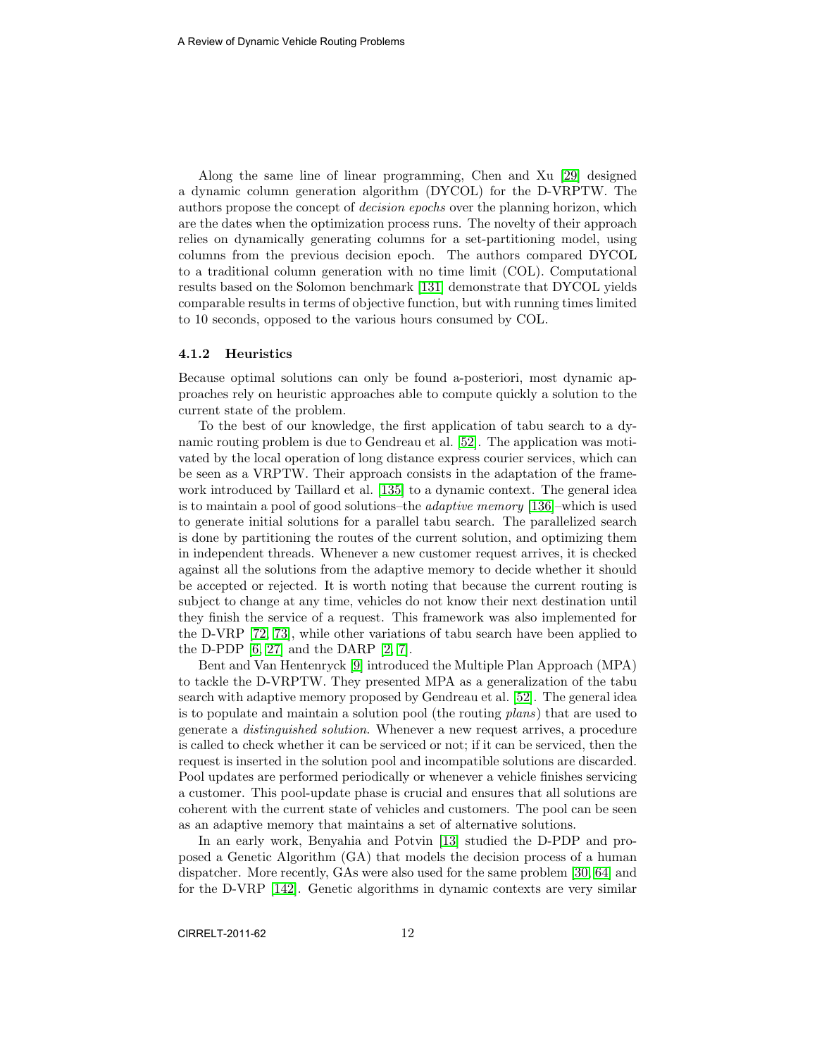Along the same line of linear programming, Chen and Xu [29] designed a dynamic column generation algorithm (DYCOL) for the D-VRPTW. The authors propose the concept of *decision epochs* over the planning horizon, which are the dates when the optimization process runs. The novelty of their approach relies on dynamically generating columns for a set-partitioning model, using columns from the previous decision epoch. The authors compared DYCOL to a traditional column generation with no time limit (COL). Computational results based on the Solomon benchmark [131] demonstrate that DYCOL yields comparable results in terms of objective function, but with running times limited to 10 seconds, opposed to the various hours consumed by COL.

### 4.1.2 Heuristics

Because optimal solutions can only be found a-posteriori, most dynamic approaches rely on heuristic approaches able to compute quickly a solution to the current state of the problem.

To the best of our knowledge, the first application of tabu search to a dynamic routing problem is due to Gendreau et al. [52]. The application was motivated by the local operation of long distance express courier services, which can be seen as a VRPTW. Their approach consists in the adaptation of the framework introduced by Taillard et al. [135] to a dynamic context. The general idea is to maintain a pool of good solutions–the *adaptive memory* [136]–which is used to generate initial solutions for a parallel tabu search. The parallelized search is done by partitioning the routes of the current solution, and optimizing them in independent threads. Whenever a new customer request arrives, it is checked against all the solutions from the adaptive memory to decide whether it should be accepted or rejected. It is worth noting that because the current routing is subject to change at any time, vehicles do not know their next destination until they finish the service of a request. This framework was also implemented for the D-VRP [72, 73], while other variations of tabu search have been applied to the D-PDP [6, 27] and the DARP [2, 7].

Bent and Van Hentenryck [9] introduced the Multiple Plan Approach (MPA) to tackle the D-VRPTW. They presented MPA as a generalization of the tabu search with adaptive memory proposed by Gendreau et al. [52]. The general idea is to populate and maintain a solution pool (the routing *plans*) that are used to generate a *distinguished solution*. Whenever a new request arrives, a procedure is called to check whether it can be serviced or not; if it can be serviced, then the request is inserted in the solution pool and incompatible solutions are discarded. Pool updates are performed periodically or whenever a vehicle finishes servicing a customer. This pool-update phase is crucial and ensures that all solutions are coherent with the current state of vehicles and customers. The pool can be seen as an adaptive memory that maintains a set of alternative solutions.

In an early work, Benyahia and Potvin [13] studied the D-PDP and proposed a Genetic Algorithm (GA) that models the decision process of a human dispatcher. More recently, GAs were also used for the same problem [30, 64] and for the D-VRP [142]. Genetic algorithms in dynamic contexts are very similar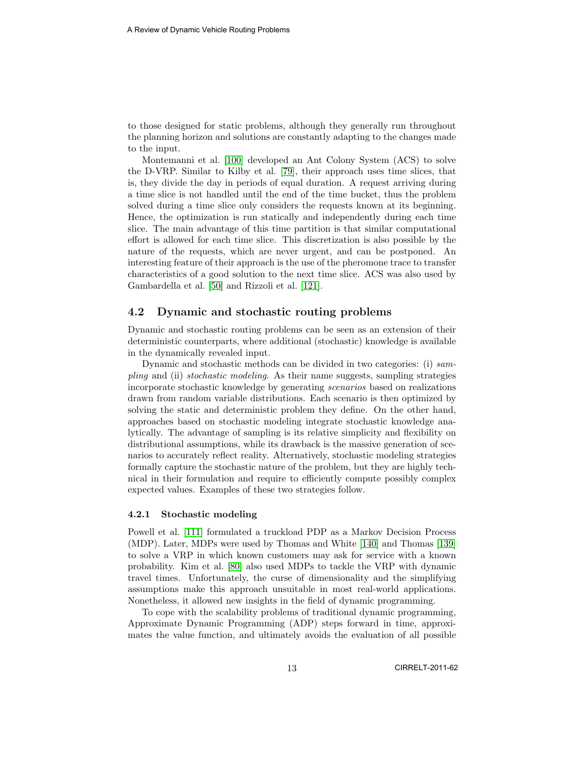to those designed for static problems, although they generally run throughout the planning horizon and solutions are constantly adapting to the changes made to the input.

Montemanni et al. [100] developed an Ant Colony System (ACS) to solve the D-VRP. Similar to Kilby et al. [79], their approach uses time slices, that is, they divide the day in periods of equal duration. A request arriving during a time slice is not handled until the end of the time bucket, thus the problem solved during a time slice only considers the requests known at its beginning. Hence, the optimization is run statically and independently during each time slice. The main advantage of this time partition is that similar computational effort is allowed for each time slice. This discretization is also possible by the nature of the requests, which are never urgent, and can be postponed. An interesting feature of their approach is the use of the pheromone trace to transfer characteristics of a good solution to the next time slice. ACS was also used by Gambardella et al. [50] and Rizzoli et al. [121].

## 4.2 Dynamic and stochastic routing problems

Dynamic and stochastic routing problems can be seen as an extension of their deterministic counterparts, where additional (stochastic) knowledge is available in the dynamically revealed input.

Dynamic and stochastic methods can be divided in two categories: (i) *sampling* and (ii) *stochastic modeling*. As their name suggests, sampling strategies incorporate stochastic knowledge by generating *scenarios* based on realizations drawn from random variable distributions. Each scenario is then optimized by solving the static and deterministic problem they define. On the other hand, approaches based on stochastic modeling integrate stochastic knowledge analytically. The advantage of sampling is its relative simplicity and flexibility on distributional assumptions, while its drawback is the massive generation of scenarios to accurately reflect reality. Alternatively, stochastic modeling strategies formally capture the stochastic nature of the problem, but they are highly technical in their formulation and require to efficiently compute possibly complex expected values. Examples of these two strategies follow.

### 4.2.1 Stochastic modeling

Powell et al. [111] formulated a truckload PDP as a Markov Decision Process (MDP). Later, MDPs were used by Thomas and White [140] and Thomas [139] to solve a VRP in which known customers may ask for service with a known probability. Kim et al. [80] also used MDPs to tackle the VRP with dynamic travel times. Unfortunately, the curse of dimensionality and the simplifying assumptions make this approach unsuitable in most real-world applications. Nonetheless, it allowed new insights in the field of dynamic programming.

To cope with the scalability problems of traditional dynamic programming, Approximate Dynamic Programming (ADP) steps forward in time, approximates the value function, and ultimately avoids the evaluation of all possible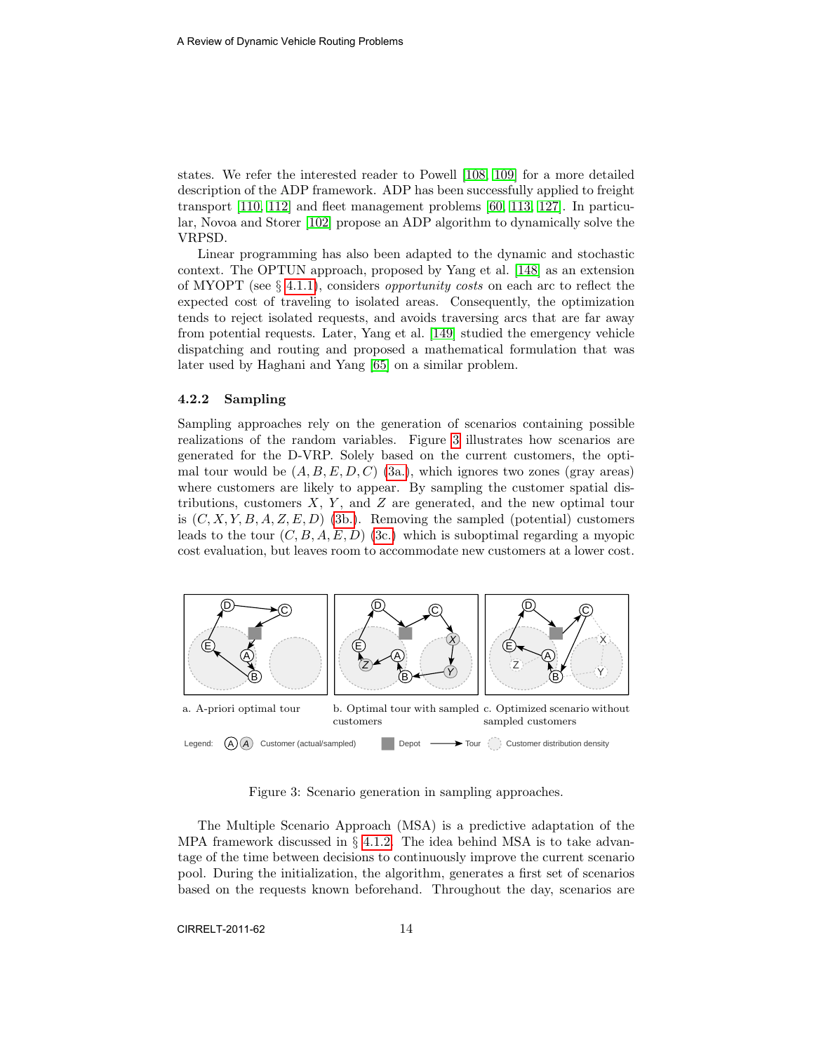states. We refer the interested reader to Powell [108, 109] for a more detailed description of the ADP framework. ADP has been successfully applied to freight transport [110, 112] and fleet management problems [60, 113, 127]. In particular, Novoa and Storer [102] propose an ADP algorithm to dynamically solve the VRPSD.

Linear programming has also been adapted to the dynamic and stochastic context. The OPTUN approach, proposed by Yang et al. [148] as an extension of MYOPT (see § 4.1.1), considers *opportunity costs* on each arc to reflect the expected cost of traveling to isolated areas. Consequently, the optimization tends to reject isolated requests, and avoids traversing arcs that are far away from potential requests. Later, Yang et al. [149] studied the emergency vehicle dispatching and routing and proposed a mathematical formulation that was later used by Haghani and Yang [65] on a similar problem.

### 4.2.2 Sampling

Sampling approaches rely on the generation of scenarios containing possible realizations of the random variables. Figure 3 illustrates how scenarios are generated for the D-VRP. Solely based on the current customers, the optimal tour would be $(A, B, E, D, C)$ (3a.), which ignores two zones (gray areas) where customers are likely to appear. By sampling the customer spatial distributions, customers $X$, $Y$, and $Z$ are generated, and the new optimal tour is $(C, X, Y, B, A, Z, E, D)$ (3b.). Removing the sampled (potential) customers leads to the tour $(C, B, A, E, D)$ (3c.) which is suboptimal regarding a myopic cost evaluation, but leaves room to accommodate new customers at a lower cost.

a. A-priori optimal tour

b. Optimal tour with sampled customers

c. Optimized scenario without sampled customers

Legend: Customer (actual/sampled) Depot Tour Customer distribution density

Figure 3: Scenario generation in sampling approaches.

The Multiple Scenario Approach (MSA) is a predictive adaptation of the MPA framework discussed in § 4.1.2. The idea behind MSA is to take advantage of the time between decisions to continuously improve the current scenario pool. During the initialization, the algorithm, generates a first set of scenarios based on the requests known beforehand. Throughout the day, scenarios are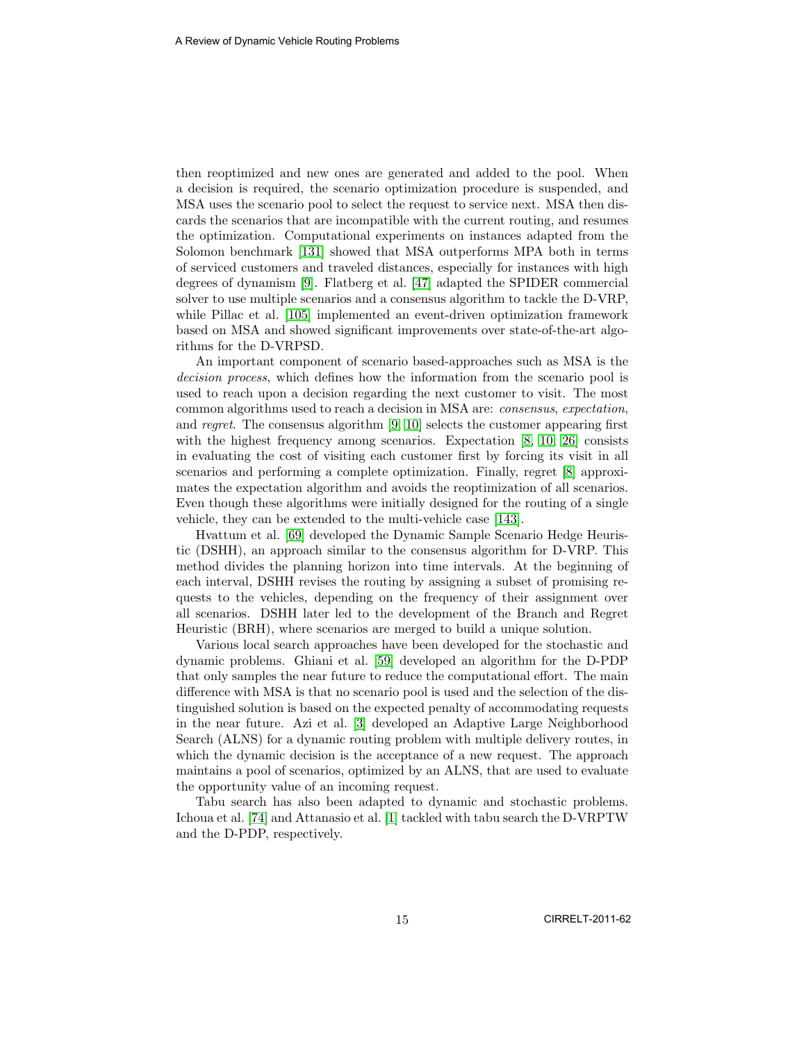then reoptimized and new ones are generated and added to the pool. When a decision is required, the scenario optimization procedure is suspended, and MSA uses the scenario pool to select the request to service next. MSA then discards the scenarios that are incompatible with the current routing, and resumes the optimization. Computational experiments on instances adapted from the Solomon benchmark [131] showed that MSA outperforms MPA both in terms of serviced customers and traveled distances, especially for instances with high degrees of dynamism [9]. Flatberg et al. [47] adapted the SPIDER commercial solver to use multiple scenarios and a consensus algorithm to tackle the D-VRP, while Pillac et al. [105] implemented an event-driven optimization framework based on MSA and showed significant improvements over state-of-the-art algorithms for the D-VRPSD.

An important component of scenario based-approaches such as MSA is the *decision process*, which defines how the information from the scenario pool is used to reach upon a decision regarding the next customer to visit. The most common algorithms used to reach a decision in MSA are: *consensus*, *expectation*, and *regret*. The consensus algorithm [9, 10] selects the customer appearing first with the highest frequency among scenarios. Expectation [8, 10, 26] consists in evaluating the cost of visiting each customer first by forcing its visit in all scenarios and performing a complete optimization. Finally, regret [8] approximates the expectation algorithm and avoids the reoptimization of all scenarios. Even though these algorithms were initially designed for the routing of a single vehicle, they can be extended to the multi-vehicle case [143].

Hvattum et al. [69] developed the Dynamic Sample Scenario Hedge Heuristic (DSHH), an approach similar to the consensus algorithm for D-VRP. This method divides the planning horizon into time intervals. At the beginning of each interval, DSHH revises the routing by assigning a subset of promising requests to the vehicles, depending on the frequency of their assignment over all scenarios. DSHH later led to the development of the Branch and Regret Heuristic (BRH), where scenarios are merged to build a unique solution.

Various local search approaches have been developed for the stochastic and dynamic problems. Ghiani et al. [59] developed an algorithm for the D-PDP that only samples the near future to reduce the computational effort. The main difference with MSA is that no scenario pool is used and the selection of the distinguished solution is based on the expected penalty of accommodating requests in the near future. Azi et al. [3] developed an Adaptive Large Neighborhood Search (ALNS) for a dynamic routing problem with multiple delivery routes, in which the dynamic decision is the acceptance of a new request. The approach maintains a pool of scenarios, optimized by an ALNS, that are used to evaluate the opportunity value of an incoming request.

Tabu search has also been adapted to dynamic and stochastic problems. Ichoua et al. [74] and Attanasio et al. [1] tackled with tabu search the D-VRPTW and the D-PDP, respectively.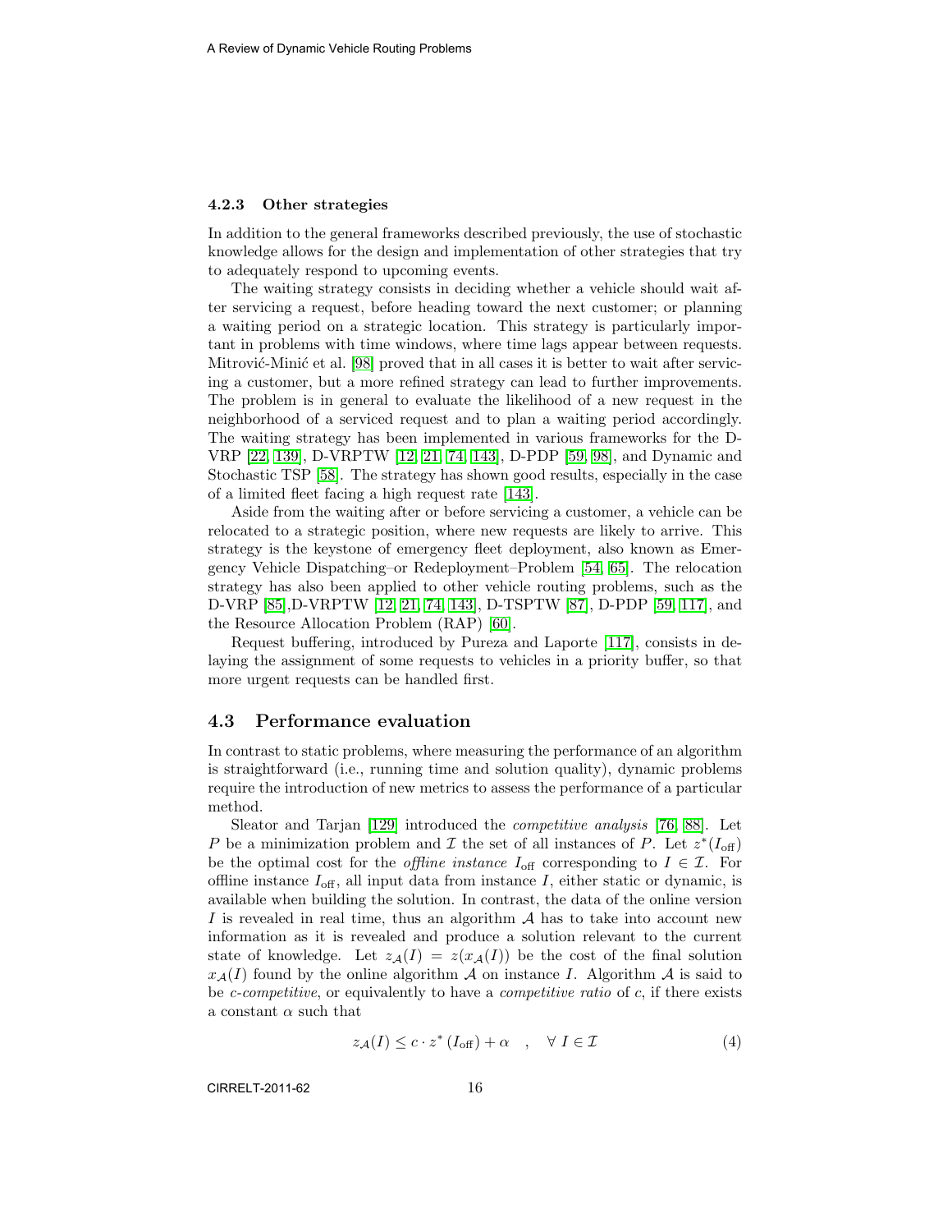### 4.2.3 Other strategies

In addition to the general frameworks described previously, the use of stochastic knowledge allows for the design and implementation of other strategies that try to adequately respond to upcoming events.

The waiting strategy consists in deciding whether a vehicle should wait after servicing a request, before heading toward the next customer; or planning a waiting period on a strategic location. This strategy is particularly important in problems with time windows, where time lags appear between requests. Mitrović-Minić et al. [98] proved that in all cases it is better to wait after servicing a customer, but a more refined strategy can lead to further improvements. The problem is in general to evaluate the likelihood of a new request in the neighborhood of a serviced request and to plan a waiting period accordingly. The waiting strategy has been implemented in various frameworks for the D-VRP [22, 139], D-VRPTW [12, 21, 74, 143], D-PDP [59, 98], and Dynamic and Stochastic TSP [58]. The strategy has shown good results, especially in the case of a limited fleet facing a high request rate [143].

Aside from the waiting after or before servicing a customer, a vehicle can be relocated to a strategic position, where new requests are likely to arrive. This strategy is the keystone of emergency fleet deployment, also known as Emergency Vehicle Dispatching–or Redeployment–Problem [54, 65]. The relocation strategy has also been applied to other vehicle routing problems, such as the D-VRP [85],D-VRPTW [12, 21, 74, 143], D-TSPTW [87], D-PDP [59, 117], and the Resource Allocation Problem (RAP) [60].

Request buffering, introduced by Pureza and Laporte [117], consists in delaying the assignment of some requests to vehicles in a priority buffer, so that more urgent requests can be handled first.

## 4.3 Performance evaluation

In contrast to static problems, where measuring the performance of an algorithm is straightforward (i.e., running time and solution quality), dynamic problems require the introduction of new metrics to assess the performance of a particular method.

Sleator and Tarjan [129] introduced the *competitive analysis* [76, 88]. Let $P$ be a minimization problem and $\mathcal{I}$ the set of all instances of $P$. Let $z^*(I_{\text{off}})$ be the optimal cost for the *offline instance* $I_{\text{off}}$ corresponding to $I \in \mathcal{I}$. For offline instance $I_{\text{off}}$, all input data from instance $I$, either static or dynamic, is available when building the solution. In contrast, the data of the online version $I$ is revealed in real time, thus an algorithm $\mathcal{A}$ has to take into account new information as it is revealed and produce a solution relevant to the current state of knowledge. Let $z_{\mathcal{A}}(I) = z(x_{\mathcal{A}}(I))$ be the cost of the final solution $x_{\mathcal{A}}(I)$ found by the online algorithm $\mathcal{A}$ on instance $I$. Algorithm $\mathcal{A}$ is said to be *c-competitive*, or equivalently to have a *competitive ratio* of $c$, if there exists a constant $\alpha$ such that

$$z_{\mathcal{A}}(I) \leq c \cdot z^*(I_{\text{off}}) + \alpha \quad , \quad \forall\ I \in \mathcal{I} \tag{4}$$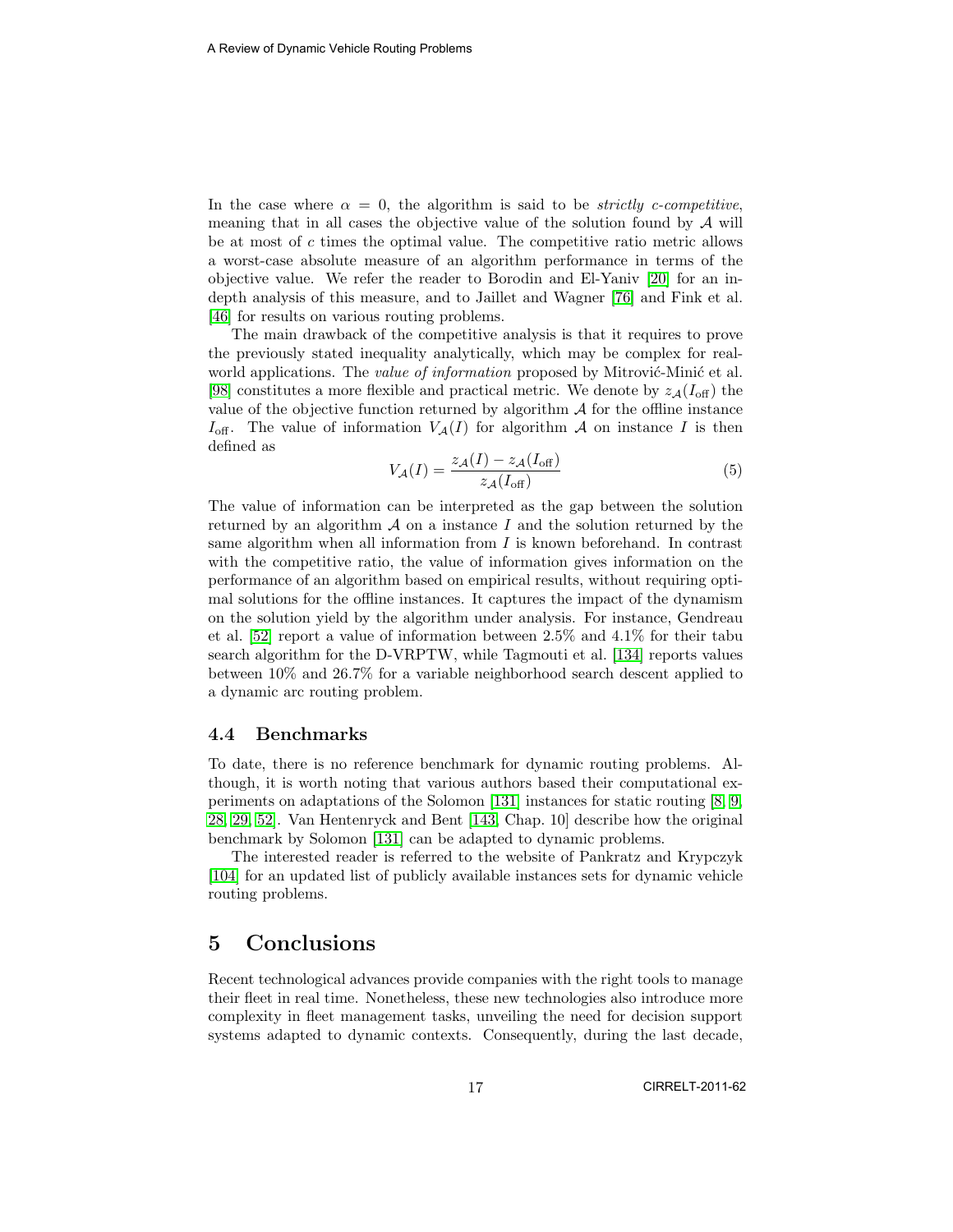In the case where $\alpha = 0$, the algorithm is said to be *strictly c-competitive*, meaning that in all cases the objective value of the solution found by $\mathcal{A}$ will be at most of $c$ times the optimal value. The competitive ratio metric allows a worst-case absolute measure of an algorithm performance in terms of the objective value. We refer the reader to Borodin and El-Yaniv [20] for an in-depth analysis of this measure, and to Jaillet and Wagner [76] and Fink et al. [46] for results on various routing problems.

The main drawback of the competitive analysis is that it requires to prove the previously stated inequality analytically, which may be complex for real-world applications. The *value of information* proposed by Mitrović-Minić et al. [98] constitutes a more flexible and practical metric. We denote by $z_{\mathcal{A}}(I_{\text{off}})$ the value of the objective function returned by algorithm $\mathcal{A}$ for the offline instance $I_{\text{off}}$. The value of information $V_{\mathcal{A}}(I)$ for algorithm $\mathcal{A}$ on instance $I$ is then defined as

$$V_{\mathcal{A}}(I) = \frac{z_{\mathcal{A}}(I) - z_{\mathcal{A}}(I_{\text{off}})}{z_{\mathcal{A}}(I_{\text{off}})} \tag{5}$$

The value of information can be interpreted as the gap between the solution returned by an algorithm $\mathcal{A}$ on a instance $I$ and the solution returned by the same algorithm when all information from $I$ is known beforehand. In contrast with the competitive ratio, the value of information gives information on the performance of an algorithm based on empirical results, without requiring optimal solutions for the offline instances. It captures the impact of the dynamism on the solution yield by the algorithm under analysis. For instance, Gendreau et al. [52] report a value of information between 2.5% and 4.1% for their tabu search algorithm for the D-VRPTW, while Tagmouti et al. [134] reports values between 10% and 26.7% for a variable neighborhood search descent applied to a dynamic arc routing problem.

### 4.4 Benchmarks

To date, there is no reference benchmark for dynamic routing problems. Although, it is worth noting that various authors based their computational experiments on adaptations of the Solomon [131] instances for static routing [8, 9, 28, 29, 52]. Van Hentenryck and Bent [143, Chap. 10] describe how the original benchmark by Solomon [131] can be adapted to dynamic problems.

The interested reader is referred to the website of Pankratz and Krypczyk [104] for an updated list of publicly available instances sets for dynamic vehicle routing problems.

## 5 Conclusions

Recent technological advances provide companies with the right tools to manage their fleet in real time. Nonetheless, these new technologies also introduce more complexity in fleet management tasks, unveiling the need for decision support systems adapted to dynamic contexts. Consequently, during the last decade,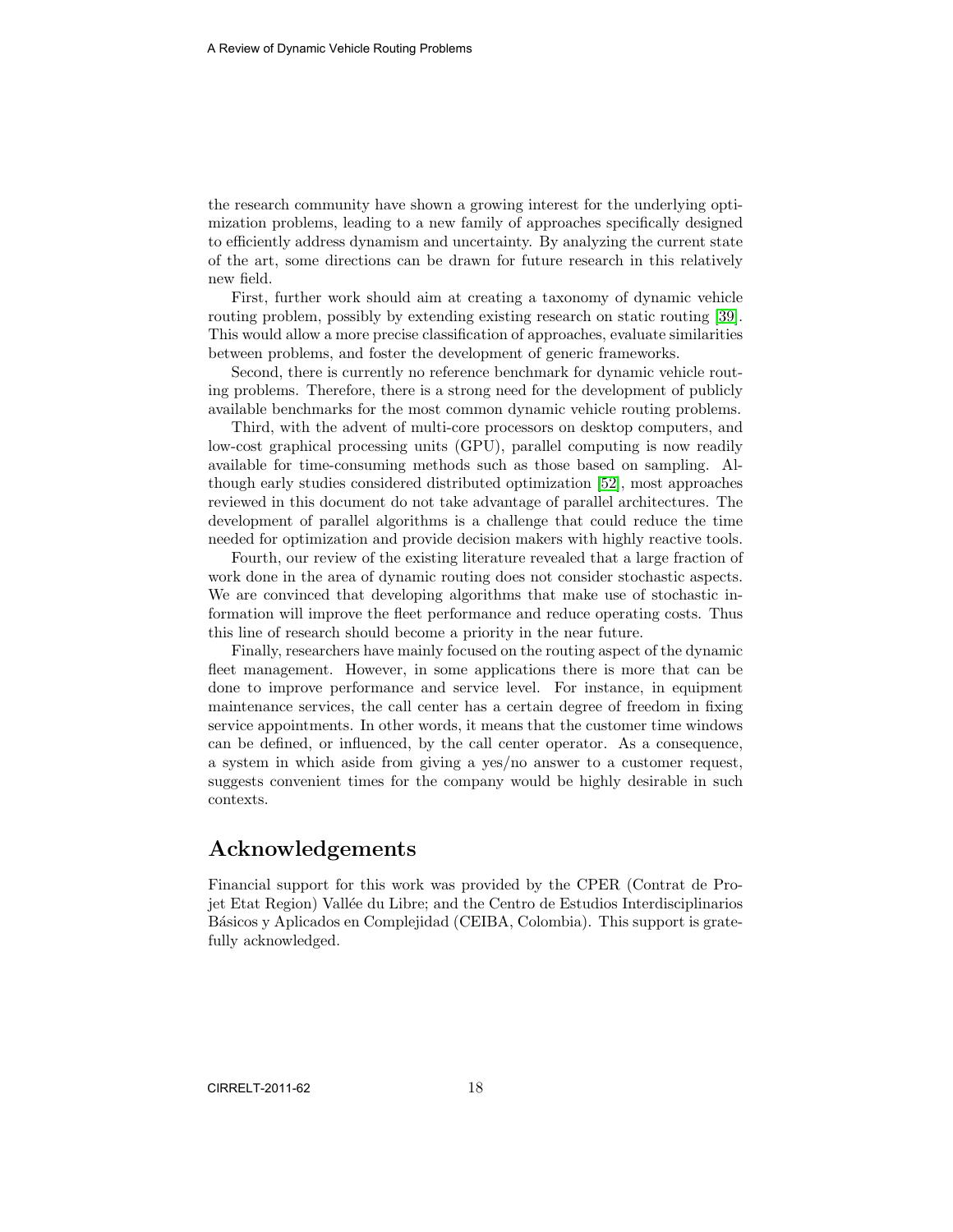the research community have shown a growing interest for the underlying optimization problems, leading to a new family of approaches specifically designed to efficiently address dynamism and uncertainty. By analyzing the current state of the art, some directions can be drawn for future research in this relatively new field.

First, further work should aim at creating a taxonomy of dynamic vehicle routing problem, possibly by extending existing research on static routing [39]. This would allow a more precise classification of approaches, evaluate similarities between problems, and foster the development of generic frameworks.

Second, there is currently no reference benchmark for dynamic vehicle routing problems. Therefore, there is a strong need for the development of publicly available benchmarks for the most common dynamic vehicle routing problems.

Third, with the advent of multi-core processors on desktop computers, and low-cost graphical processing units (GPU), parallel computing is now readily available for time-consuming methods such as those based on sampling. Although early studies considered distributed optimization [52], most approaches reviewed in this document do not take advantage of parallel architectures. The development of parallel algorithms is a challenge that could reduce the time needed for optimization and provide decision makers with highly reactive tools.

Fourth, our review of the existing literature revealed that a large fraction of work done in the area of dynamic routing does not consider stochastic aspects. We are convinced that developing algorithms that make use of stochastic information will improve the fleet performance and reduce operating costs. Thus this line of research should become a priority in the near future.

Finally, researchers have mainly focused on the routing aspect of the dynamic fleet management. However, in some applications there is more that can be done to improve performance and service level. For instance, in equipment maintenance services, the call center has a certain degree of freedom in fixing service appointments. In other words, it means that the customer time windows can be defined, or influenced, by the call center operator. As a consequence, a system in which aside from giving a yes/no answer to a customer request, suggests convenient times for the company would be highly desirable in such contexts.

## Acknowledgements

Financial support for this work was provided by the CPER (Contrat de Projet Etat Region) Vallée du Libre; and the Centro de Estudios Interdisciplinarios Básicos y Aplicados en Complejidad (CEIBA, Colombia). This support is gratefully acknowledged.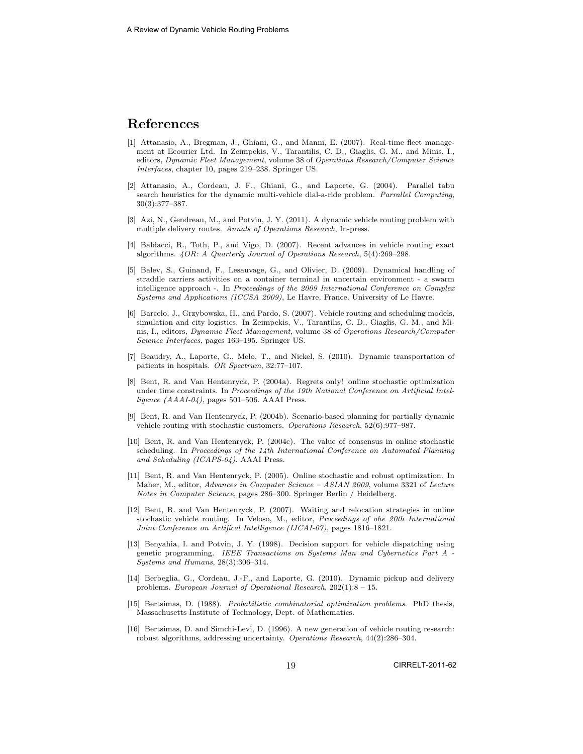# References

[1] Attanasio, A., Bregman, J., Ghiani, G., and Manni, E. (2007). Real-time fleet management at Ecourier Ltd. In Zeimpekis, V., Tarantilis, C. D., Giaglis, G. M., and Minis, I., editors, *Dynamic Fleet Management*, volume 38 of *Operations Research/Computer Science Interfaces*, chapter 10, pages 219–238. Springer US.

[2] Attanasio, A., Cordeau, J. F., Ghiani, G., and Laporte, G. (2004). Parallel tabu search heuristics for the dynamic multi-vehicle dial-a-ride problem. *Parrallel Computing*, 30(3):377–387.

[3] Azi, N., Gendreau, M., and Potvin, J. Y. (2011). A dynamic vehicle routing problem with multiple delivery routes. *Annals of Operations Research*, In-press.

[4] Baldacci, R., Toth, P., and Vigo, D. (2007). Recent advances in vehicle routing exact algorithms. *4OR: A Quarterly Journal of Operations Research*, 5(4):269–298.

[5] Balev, S., Guinand, F., Lesauvage, G., and Olivier, D. (2009). Dynamical handling of straddle carriers activities on a container terminal in uncertain environment - a swarm intelligence approach -. In *Proceedings of the 2009 International Conference on Complex Systems and Applications (ICCSA 2009)*, Le Havre, France. University of Le Havre.

[6] Barcelo, J., Grzybowska, H., and Pardo, S. (2007). Vehicle routing and scheduling models, simulation and city logistics. In Zeimpekis, V., Tarantilis, C. D., Giaglis, G. M., and Minis, I., editors, *Dynamic Fleet Management*, volume 38 of *Operations Research/Computer Science Interfaces*, pages 163–195. Springer US.

[7] Beaudry, A., Laporte, G., Melo, T., and Nickel, S. (2010). Dynamic transportation of patients in hospitals. *OR Spectrum*, 32:77–107.

[8] Bent, R. and Van Hentenryck, P. (2004a). Regrets only! online stochastic optimization under time constraints. In *Proceedings of the 19th National Conference on Artificial Intelligence (AAAI-04)*, pages 501–506. AAAI Press.

[9] Bent, R. and Van Hentenryck, P. (2004b). Scenario-based planning for partially dynamic vehicle routing with stochastic customers. *Operations Research*, 52(6):977–987.

[10] Bent, R. and Van Hentenryck, P. (2004c). The value of consensus in online stochastic scheduling. In *Proceedings of the 14th International Conference on Automated Planning and Scheduling (ICAPS-04)*. AAAI Press.

[11] Bent, R. and Van Hentenryck, P. (2005). Online stochastic and robust optimization. In Maher, M., editor, *Advances in Computer Science – ASIAN 2009*, volume 3321 of *Lecture Notes in Computer Science*, pages 286–300. Springer Berlin / Heidelberg.

[12] Bent, R. and Van Hentenryck, P. (2007). Waiting and relocation strategies in online stochastic vehicle routing. In Veloso, M., editor, *Proceedings of ohe 20th International Joint Conference on Artifical Intelligence (IJCAI-07)*, pages 1816–1821.

[13] Benyahia, I. and Potvin, J. Y. (1998). Decision support for vehicle dispatching using genetic programming. *IEEE Transactions on Systems Man and Cybernetics Part A - Systems and Humans*, 28(3):306–314.

[14] Berbeglia, G., Cordeau, J.-F., and Laporte, G. (2010). Dynamic pickup and delivery problems. *European Journal of Operational Research*, 202(1):8 – 15.

[15] Bertsimas, D. (1988). *Probabilistic combinatorial optimization problems*. PhD thesis, Massachusetts Institute of Technology, Dept. of Mathematics.

[16] Bertsimas, D. and Simchi-Levi, D. (1996). A new generation of vehicle routing research: robust algorithms, addressing uncertainty. *Operations Research*, 44(2):286–304.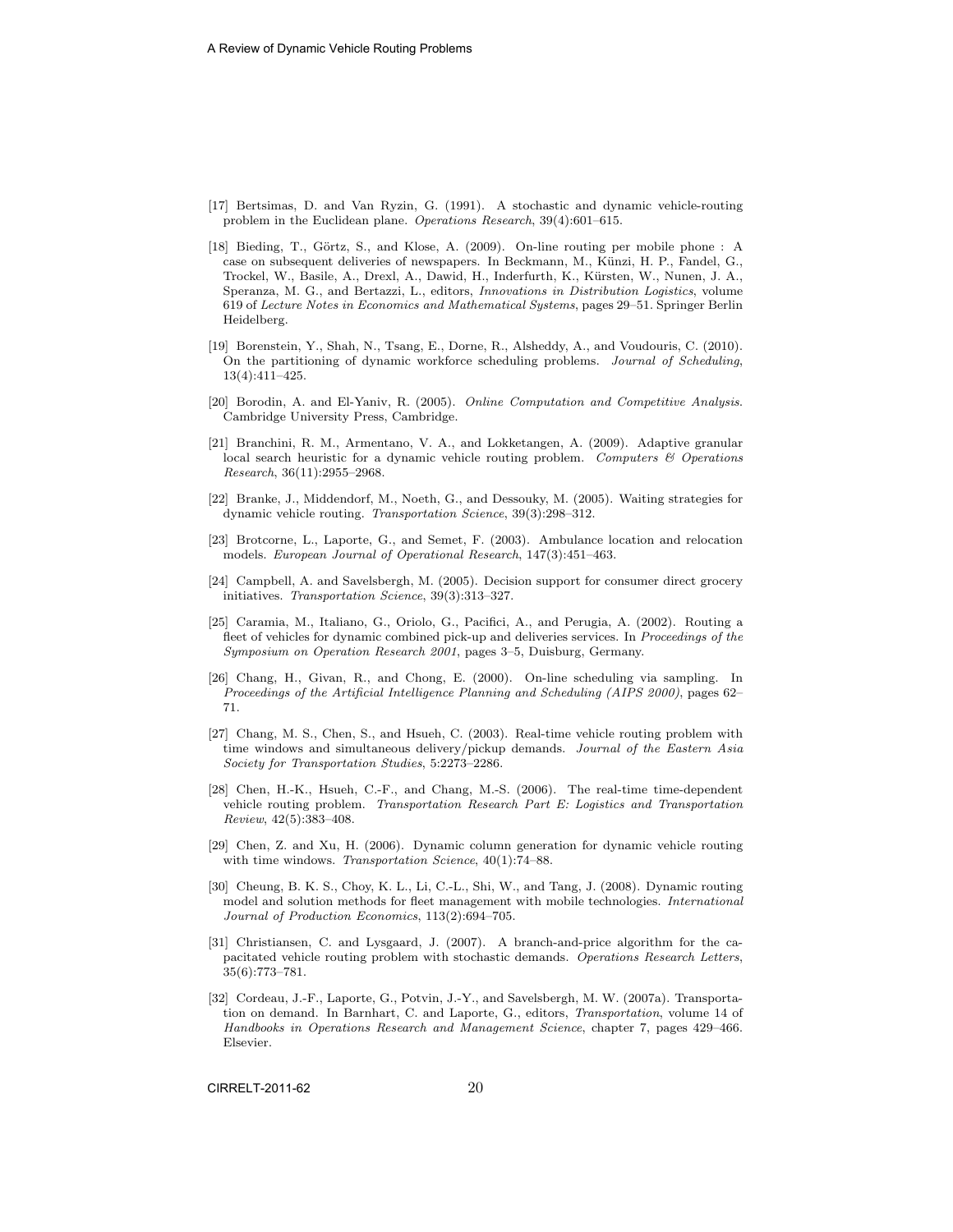[17] Bertsimas, D. and Van Ryzin, G. (1991). A stochastic and dynamic vehicle-routing problem in the Euclidean plane. *Operations Research*, 39(4):601–615.

[18] Bieding, T., Görtz, S., and Klose, A. (2009). On-line routing per mobile phone : A case on subsequent deliveries of newspapers. In Beckmann, M., Künzi, H. P., Fandel, G., Trockel, W., Basile, A., Drexl, A., Dawid, H., Inderfurth, K., Kürsten, W., Nunen, J. A., Speranza, M. G., and Bertazzi, L., editors, *Innovations in Distribution Logistics*, volume 619 of *Lecture Notes in Economics and Mathematical Systems*, pages 29–51. Springer Berlin Heidelberg.

[19] Borenstein, Y., Shah, N., Tsang, E., Dorne, R., Alsheddy, A., and Voudouris, C. (2010). On the partitioning of dynamic workforce scheduling problems. *Journal of Scheduling*, 13(4):411–425.

[20] Borodin, A. and El-Yaniv, R. (2005). *Online Computation and Competitive Analysis*. Cambridge University Press, Cambridge.

[21] Branchini, R. M., Armentano, V. A., and Lokketangen, A. (2009). Adaptive granular local search heuristic for a dynamic vehicle routing problem. *Computers & Operations Research*, 36(11):2955–2968.

[22] Branke, J., Middendorf, M., Noeth, G., and Dessouky, M. (2005). Waiting strategies for dynamic vehicle routing. *Transportation Science*, 39(3):298–312.

[23] Brotcorne, L., Laporte, G., and Semet, F. (2003). Ambulance location and relocation models. *European Journal of Operational Research*, 147(3):451–463.

[24] Campbell, A. and Savelsbergh, M. (2005). Decision support for consumer direct grocery initiatives. *Transportation Science*, 39(3):313–327.

[25] Caramia, M., Italiano, G., Oriolo, G., Pacifici, A., and Perugia, A. (2002). Routing a fleet of vehicles for dynamic combined pick-up and deliveries services. In *Proceedings of the Symposium on Operation Research 2001*, pages 3–5, Duisburg, Germany.

[26] Chang, H., Givan, R., and Chong, E. (2000). On-line scheduling via sampling. In *Proceedings of the Artificial Intelligence Planning and Scheduling (AIPS 2000)*, pages 62–71.

[27] Chang, M. S., Chen, S., and Hsueh, C. (2003). Real-time vehicle routing problem with time windows and simultaneous delivery/pickup demands. *Journal of the Eastern Asia Society for Transportation Studies*, 5:2273–2286.

[28] Chen, H.-K., Hsueh, C.-F., and Chang, M.-S. (2006). The real-time time-dependent vehicle routing problem. *Transportation Research Part E: Logistics and Transportation Review*, 42(5):383–408.

[29] Chen, Z. and Xu, H. (2006). Dynamic column generation for dynamic vehicle routing with time windows. *Transportation Science*, 40(1):74–88.

[30] Cheung, B. K. S., Choy, K. L., Li, C.-L., Shi, W., and Tang, J. (2008). Dynamic routing model and solution methods for fleet management with mobile technologies. *International Journal of Production Economics*, 113(2):694–705.

[31] Christiansen, C. and Lysgaard, J. (2007). A branch-and-price algorithm for the capacitated vehicle routing problem with stochastic demands. *Operations Research Letters*, 35(6):773–781.

[32] Cordeau, J.-F., Laporte, G., Potvin, J.-Y., and Savelsbergh, M. W. (2007a). Transportation on demand. In Barnhart, C. and Laporte, G., editors, *Transportation*, volume 14 of *Handbooks in Operations Research and Management Science*, chapter 7, pages 429–466. Elsevier.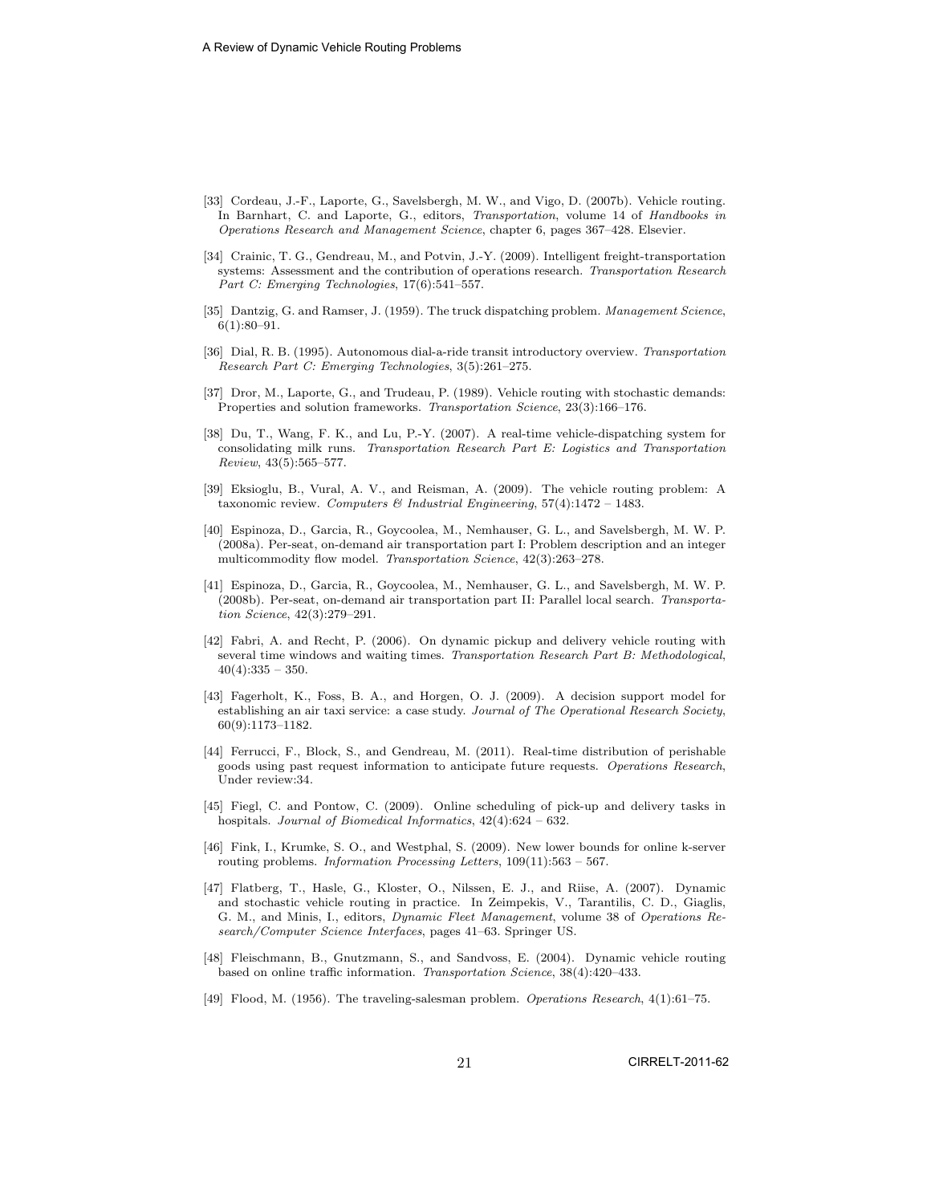[33] Cordeau, J.-F., Laporte, G., Savelsbergh, M. W., and Vigo, D. (2007b). Vehicle routing. In Barnhart, C. and Laporte, G., editors, *Transportation*, volume 14 of *Handbooks in Operations Research and Management Science*, chapter 6, pages 367–428. Elsevier.

[34] Crainic, T. G., Gendreau, M., and Potvin, J.-Y. (2009). Intelligent freight-transportation systems: Assessment and the contribution of operations research. *Transportation Research Part C: Emerging Technologies*, 17(6):541–557.

[35] Dantzig, G. and Ramser, J. (1959). The truck dispatching problem. *Management Science*, 6(1):80–91.

[36] Dial, R. B. (1995). Autonomous dial-a-ride transit introductory overview. *Transportation Research Part C: Emerging Technologies*, 3(5):261–275.

[37] Dror, M., Laporte, G., and Trudeau, P. (1989). Vehicle routing with stochastic demands: Properties and solution frameworks. *Transportation Science*, 23(3):166–176.

[38] Du, T., Wang, F. K., and Lu, P.-Y. (2007). A real-time vehicle-dispatching system for consolidating milk runs. *Transportation Research Part E: Logistics and Transportation Review*, 43(5):565–577.

[39] Eksioglu, B., Vural, A. V., and Reisman, A. (2009). The vehicle routing problem: A taxonomic review. *Computers & Industrial Engineering*, 57(4):1472 – 1483.

[40] Espinoza, D., Garcia, R., Goycoolea, M., Nemhauser, G. L., and Savelsbergh, M. W. P. (2008a). Per-seat, on-demand air transportation part I: Problem description and an integer multicommodity flow model. *Transportation Science*, 42(3):263–278.

[41] Espinoza, D., Garcia, R., Goycoolea, M., Nemhauser, G. L., and Savelsbergh, M. W. P. (2008b). Per-seat, on-demand air transportation part II: Parallel local search. *Transportation Science*, 42(3):279–291.

[42] Fabri, A. and Recht, P. (2006). On dynamic pickup and delivery vehicle routing with several time windows and waiting times. *Transportation Research Part B: Methodological*, 40(4):335 – 350.

[43] Fagerholt, K., Foss, B. A., and Horgen, O. J. (2009). A decision support model for establishing an air taxi service: a case study. *Journal of The Operational Research Society*, 60(9):1173–1182.

[44] Ferrucci, F., Block, S., and Gendreau, M. (2011). Real-time distribution of perishable goods using past request information to anticipate future requests. *Operations Research*, Under review:34.

[45] Fiegl, C. and Pontow, C. (2009). Online scheduling of pick-up and delivery tasks in hospitals. *Journal of Biomedical Informatics*, 42(4):624 – 632.

[46] Fink, I., Krumke, S. O., and Westphal, S. (2009). New lower bounds for online k-server routing problems. *Information Processing Letters*, 109(11):563 – 567.

[47] Flatberg, T., Hasle, G., Kloster, O., Nilssen, E. J., and Riise, A. (2007). Dynamic and stochastic vehicle routing in practice. In Zeimpekis, V., Tarantilis, C. D., Giaglis, G. M., and Minis, I., editors, *Dynamic Fleet Management*, volume 38 of *Operations Research/Computer Science Interfaces*, pages 41–63. Springer US.

[48] Fleischmann, B., Gnutzmann, S., and Sandvoss, E. (2004). Dynamic vehicle routing based on online traffic information. *Transportation Science*, 38(4):420–433.

[49] Flood, M. (1956). The traveling-salesman problem. *Operations Research*, 4(1):61–75.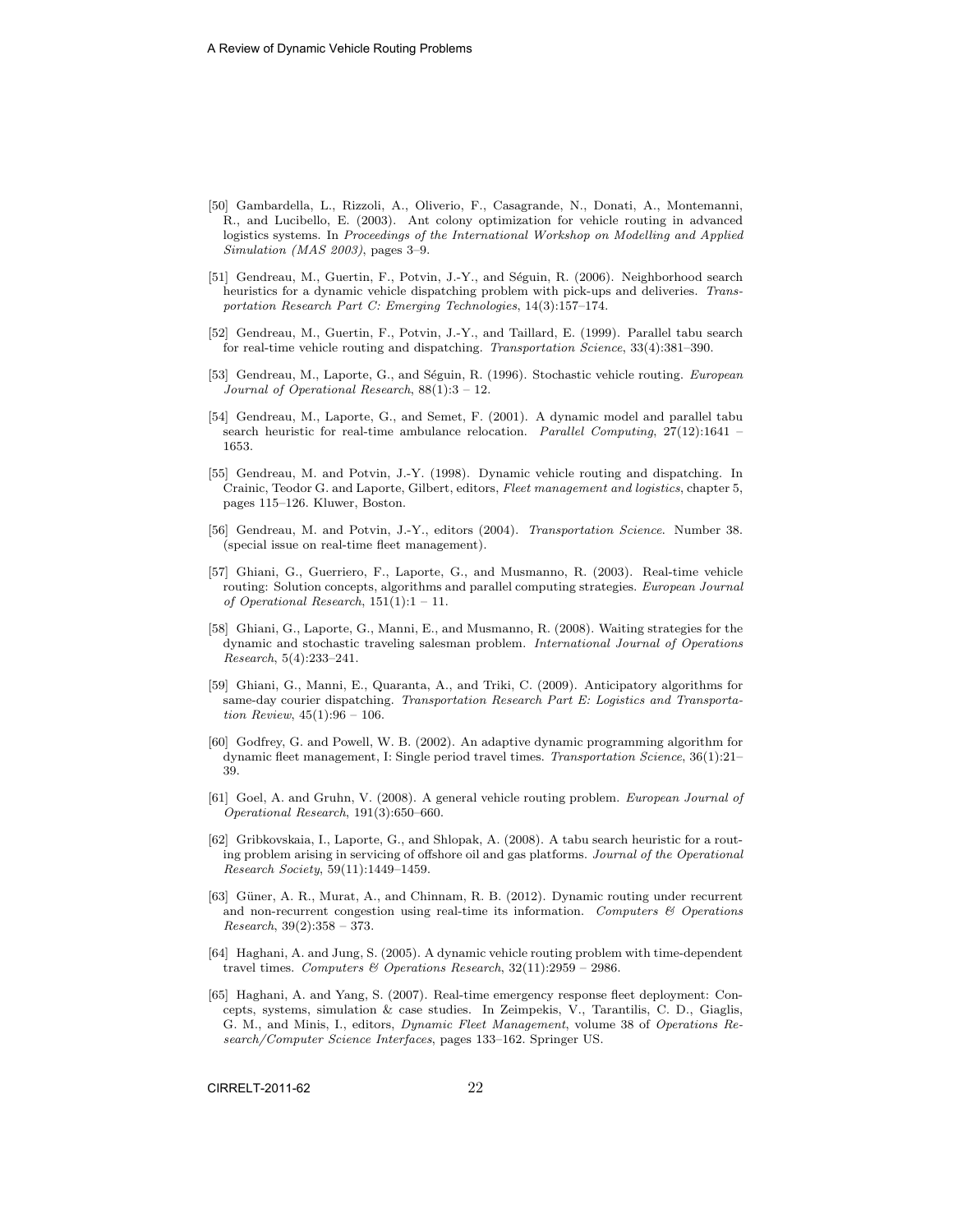[50] Gambardella, L., Rizzoli, A., Oliverio, F., Casagrande, N., Donati, A., Montemanni, R., and Lucibello, E. (2003). Ant colony optimization for vehicle routing in advanced logistics systems. In *Proceedings of the International Workshop on Modelling and Applied Simulation (MAS 2003)*, pages 3–9.

[51] Gendreau, M., Guertin, F., Potvin, J.-Y., and Séguin, R. (2006). Neighborhood search heuristics for a dynamic vehicle dispatching problem with pick-ups and deliveries. *Transportation Research Part C: Emerging Technologies*, 14(3):157–174.

[52] Gendreau, M., Guertin, F., Potvin, J.-Y., and Taillard, E. (1999). Parallel tabu search for real-time vehicle routing and dispatching. *Transportation Science*, 33(4):381–390.

[53] Gendreau, M., Laporte, G., and Séguin, R. (1996). Stochastic vehicle routing. *European Journal of Operational Research*, 88(1):3 – 12.

[54] Gendreau, M., Laporte, G., and Semet, F. (2001). A dynamic model and parallel tabu search heuristic for real-time ambulance relocation. *Parallel Computing*, 27(12):1641 – 1653.

[55] Gendreau, M. and Potvin, J.-Y. (1998). Dynamic vehicle routing and dispatching. In Crainic, Teodor G. and Laporte, Gilbert, editors, *Fleet management and logistics*, chapter 5, pages 115–126. Kluwer, Boston.

[56] Gendreau, M. and Potvin, J.-Y., editors (2004). *Transportation Science*. Number 38. (special issue on real-time fleet management).

[57] Ghiani, G., Guerriero, F., Laporte, G., and Musmanno, R. (2003). Real-time vehicle routing: Solution concepts, algorithms and parallel computing strategies. *European Journal of Operational Research*, 151(1):1 – 11.

[58] Ghiani, G., Laporte, G., Manni, E., and Musmanno, R. (2008). Waiting strategies for the dynamic and stochastic traveling salesman problem. *International Journal of Operations Research*, 5(4):233–241.

[59] Ghiani, G., Manni, E., Quaranta, A., and Triki, C. (2009). Anticipatory algorithms for same-day courier dispatching. *Transportation Research Part E: Logistics and Transportation Review*, 45(1):96 – 106.

[60] Godfrey, G. and Powell, W. B. (2002). An adaptive dynamic programming algorithm for dynamic fleet management, I: Single period travel times. *Transportation Science*, 36(1):21–39.

[61] Goel, A. and Gruhn, V. (2008). A general vehicle routing problem. *European Journal of Operational Research*, 191(3):650–660.

[62] Gribkovskaia, I., Laporte, G., and Shlopak, A. (2008). A tabu search heuristic for a routing problem arising in servicing of offshore oil and gas platforms. *Journal of the Operational Research Society*, 59(11):1449–1459.

[63] Güner, A. R., Murat, A., and Chinnam, R. B. (2012). Dynamic routing under recurrent and non-recurrent congestion using real-time its information. *Computers & Operations Research*, 39(2):358 – 373.

[64] Haghani, A. and Jung, S. (2005). A dynamic vehicle routing problem with time-dependent travel times. *Computers & Operations Research*, 32(11):2959 – 2986.

[65] Haghani, A. and Yang, S. (2007). Real-time emergency response fleet deployment: Concepts, systems, simulation & case studies. In Zeimpekis, V., Tarantilis, C. D., Giaglis, G. M., and Minis, I., editors, *Dynamic Fleet Management*, volume 38 of *Operations Research/Computer Science Interfaces*, pages 133–162. Springer US.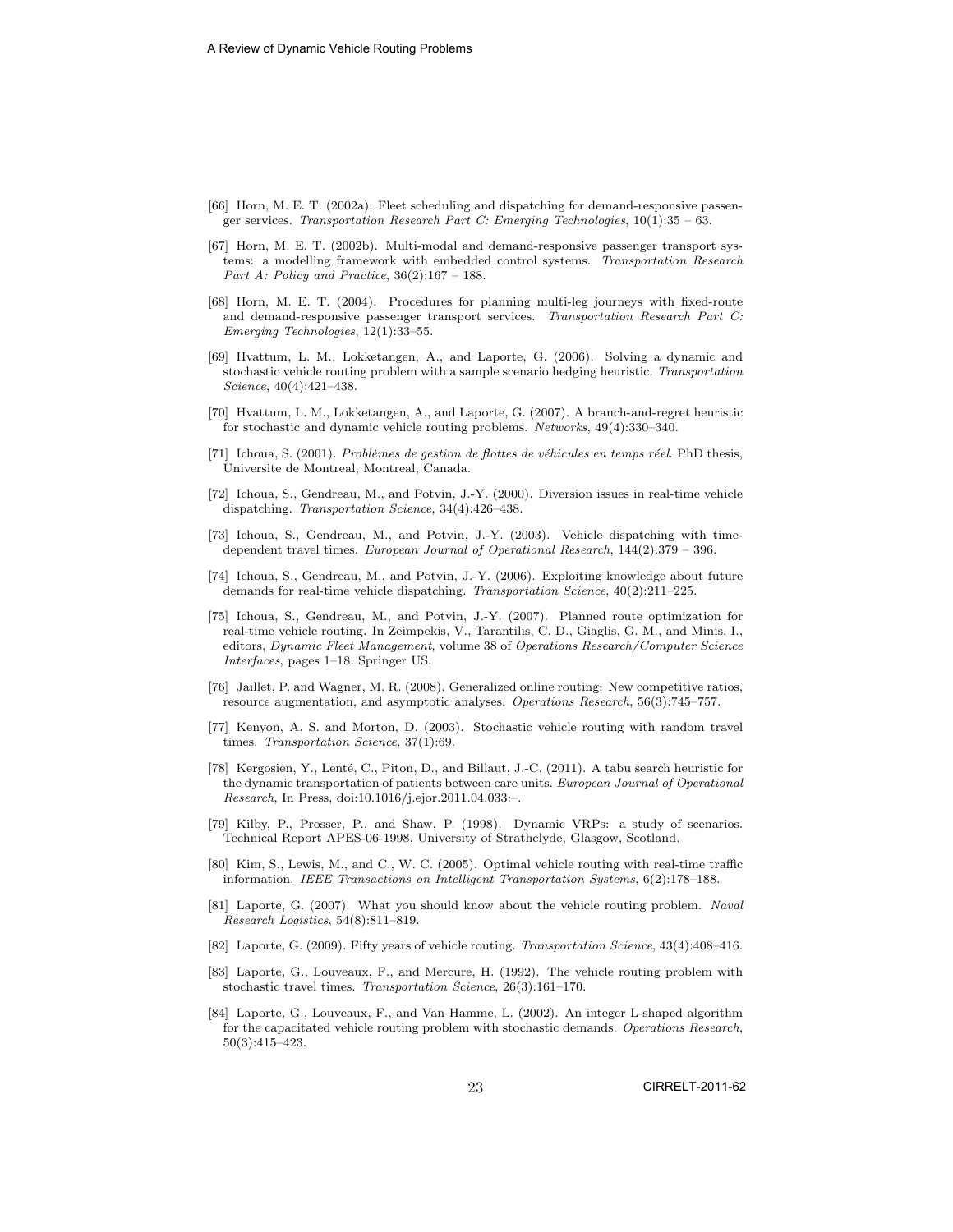[66] Horn, M. E. T. (2002a). Fleet scheduling and dispatching for demand-responsive passenger services. *Transportation Research Part C: Emerging Technologies*, 10(1):35 – 63.

[67] Horn, M. E. T. (2002b). Multi-modal and demand-responsive passenger transport systems: a modelling framework with embedded control systems. *Transportation Research Part A: Policy and Practice*, 36(2):167 – 188.

[68] Horn, M. E. T. (2004). Procedures for planning multi-leg journeys with fixed-route and demand-responsive passenger transport services. *Transportation Research Part C: Emerging Technologies*, 12(1):33–55.

[69] Hvattum, L. M., Lokketangen, A., and Laporte, G. (2006). Solving a dynamic and stochastic vehicle routing problem with a sample scenario hedging heuristic. *Transportation Science*, 40(4):421–438.

[70] Hvattum, L. M., Lokketangen, A., and Laporte, G. (2007). A branch-and-regret heuristic for stochastic and dynamic vehicle routing problems. *Networks*, 49(4):330–340.

[71] Ichoua, S. (2001). *Problèmes de gestion de flottes de véhicules en temps réel*. PhD thesis, Universite de Montreal, Montreal, Canada.

[72] Ichoua, S., Gendreau, M., and Potvin, J.-Y. (2000). Diversion issues in real-time vehicle dispatching. *Transportation Science*, 34(4):426–438.

[73] Ichoua, S., Gendreau, M., and Potvin, J.-Y. (2003). Vehicle dispatching with time-dependent travel times. *European Journal of Operational Research*, 144(2):379 – 396.

[74] Ichoua, S., Gendreau, M., and Potvin, J.-Y. (2006). Exploiting knowledge about future demands for real-time vehicle dispatching. *Transportation Science*, 40(2):211–225.

[75] Ichoua, S., Gendreau, M., and Potvin, J.-Y. (2007). Planned route optimization for real-time vehicle routing. In Zeimpekis, V., Tarantilis, C. D., Giaglis, G. M., and Minis, I., editors, *Dynamic Fleet Management*, volume 38 of *Operations Research/Computer Science Interfaces*, pages 1–18. Springer US.

[76] Jaillet, P. and Wagner, M. R. (2008). Generalized online routing: New competitive ratios, resource augmentation, and asymptotic analyses. *Operations Research*, 56(3):745–757.

[77] Kenyon, A. S. and Morton, D. (2003). Stochastic vehicle routing with random travel times. *Transportation Science*, 37(1):69.

[78] Kergosien, Y., Lenté, C., Piton, D., and Billaut, J.-C. (2011). A tabu search heuristic for the dynamic transportation of patients between care units. *European Journal of Operational Research*, In Press, doi:10.1016/j.ejor.2011.04.033:–.

[79] Kilby, P., Prosser, P., and Shaw, P. (1998). Dynamic VRPs: a study of scenarios. Technical Report APES-06-1998, University of Strathclyde, Glasgow, Scotland.

[80] Kim, S., Lewis, M., and C., W. C. (2005). Optimal vehicle routing with real-time traffic information. *IEEE Transactions on Intelligent Transportation Systems*, 6(2):178–188.

[81] Laporte, G. (2007). What you should know about the vehicle routing problem. *Naval Research Logistics*, 54(8):811–819.

[82] Laporte, G. (2009). Fifty years of vehicle routing. *Transportation Science*, 43(4):408–416.

[83] Laporte, G., Louveaux, F., and Mercure, H. (1992). The vehicle routing problem with stochastic travel times. *Transportation Science*, 26(3):161–170.

[84] Laporte, G., Louveaux, F., and Van Hamme, L. (2002). An integer L-shaped algorithm for the capacitated vehicle routing problem with stochastic demands. *Operations Research*, 50(3):415–423.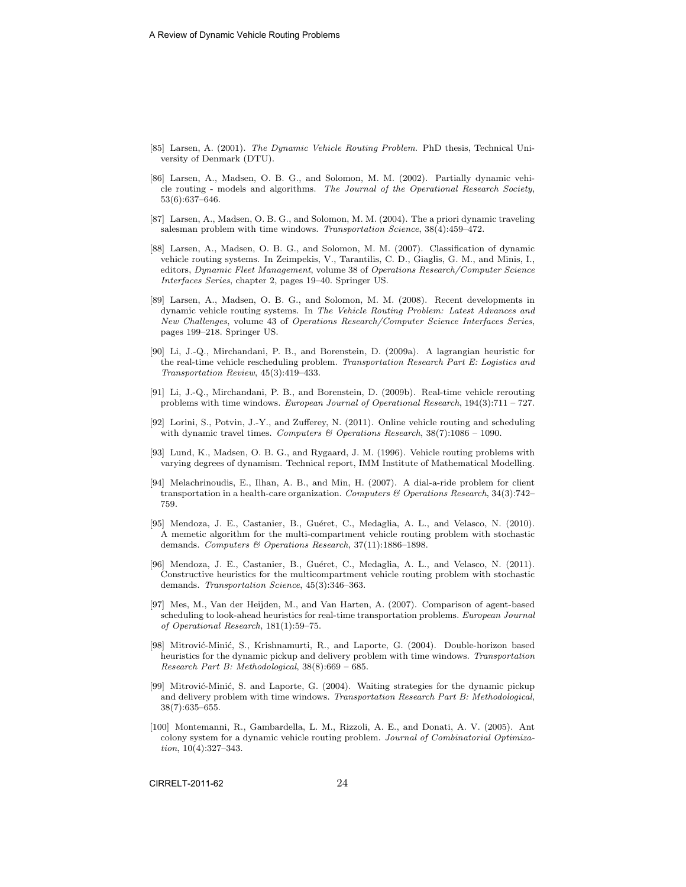[85] Larsen, A. (2001). *The Dynamic Vehicle Routing Problem*. PhD thesis, Technical University of Denmark (DTU).

[86] Larsen, A., Madsen, O. B. G., and Solomon, M. M. (2002). Partially dynamic vehicle routing - models and algorithms. *The Journal of the Operational Research Society*, 53(6):637–646.

[87] Larsen, A., Madsen, O. B. G., and Solomon, M. M. (2004). The a priori dynamic traveling salesman problem with time windows. *Transportation Science*, 38(4):459–472.

[88] Larsen, A., Madsen, O. B. G., and Solomon, M. M. (2007). Classification of dynamic vehicle routing systems. In Zeimpekis, V., Tarantilis, C. D., Giaglis, G. M., and Minis, I., editors, *Dynamic Fleet Management*, volume 38 of *Operations Research/Computer Science Interfaces Series*, chapter 2, pages 19–40. Springer US.

[89] Larsen, A., Madsen, O. B. G., and Solomon, M. M. (2008). Recent developments in dynamic vehicle routing systems. In *The Vehicle Routing Problem: Latest Advances and New Challenges*, volume 43 of *Operations Research/Computer Science Interfaces Series*, pages 199–218. Springer US.

[90] Li, J.-Q., Mirchandani, P. B., and Borenstein, D. (2009a). A lagrangian heuristic for the real-time vehicle rescheduling problem. *Transportation Research Part E: Logistics and Transportation Review*, 45(3):419–433.

[91] Li, J.-Q., Mirchandani, P. B., and Borenstein, D. (2009b). Real-time vehicle rerouting problems with time windows. *European Journal of Operational Research*, 194(3):711 – 727.

[92] Lorini, S., Potvin, J.-Y., and Zufferey, N. (2011). Online vehicle routing and scheduling with dynamic travel times. *Computers & Operations Research*, 38(7):1086 – 1090.

[93] Lund, K., Madsen, O. B. G., and Rygaard, J. M. (1996). Vehicle routing problems with varying degrees of dynamism. Technical report, IMM Institute of Mathematical Modelling.

[94] Melachrinoudis, E., Ilhan, A. B., and Min, H. (2007). A dial-a-ride problem for client transportation in a health-care organization. *Computers & Operations Research*, 34(3):742–759.

[95] Mendoza, J. E., Castanier, B., Guéret, C., Medaglia, A. L., and Velasco, N. (2010). A memetic algorithm for the multi-compartment vehicle routing problem with stochastic demands. *Computers & Operations Research*, 37(11):1886–1898.

[96] Mendoza, J. E., Castanier, B., Guéret, C., Medaglia, A. L., and Velasco, N. (2011). Constructive heuristics for the multicompartment vehicle routing problem with stochastic demands. *Transportation Science*, 45(3):346–363.

[97] Mes, M., Van der Heijden, M., and Van Harten, A. (2007). Comparison of agent-based scheduling to look-ahead heuristics for real-time transportation problems. *European Journal of Operational Research*, 181(1):59–75.

[98] Mitrović-Minić, S., Krishnamurti, R., and Laporte, G. (2004). Double-horizon based heuristics for the dynamic pickup and delivery problem with time windows. *Transportation Research Part B: Methodological*, 38(8):669 – 685.

[99] Mitrović-Minić, S. and Laporte, G. (2004). Waiting strategies for the dynamic pickup and delivery problem with time windows. *Transportation Research Part B: Methodological*, 38(7):635–655.

[100] Montemanni, R., Gambardella, L. M., Rizzoli, A. E., and Donati, A. V. (2005). Ant colony system for a dynamic vehicle routing problem. *Journal of Combinatorial Optimization*, 10(4):327–343.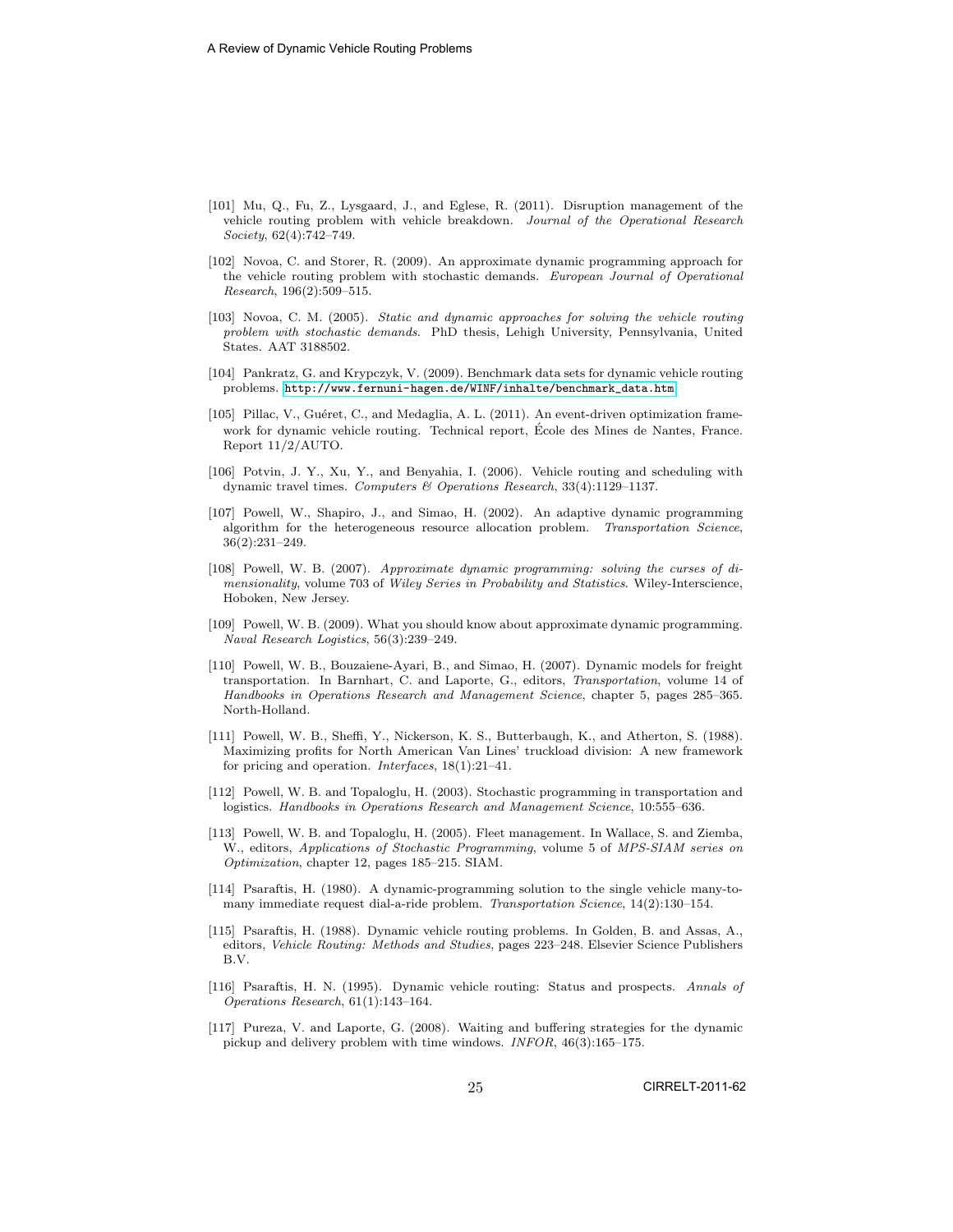[101] Mu, Q., Fu, Z., Lysgaard, J., and Eglese, R. (2011). Disruption management of the vehicle routing problem with vehicle breakdown. *Journal of the Operational Research Society*, 62(4):742–749.

[102] Novoa, C. and Storer, R. (2009). An approximate dynamic programming approach for the vehicle routing problem with stochastic demands. *European Journal of Operational Research*, 196(2):509–515.

[103] Novoa, C. M. (2005). *Static and dynamic approaches for solving the vehicle routing problem with stochastic demands*. PhD thesis, Lehigh University, Pennsylvania, United States. AAT 3188502.

[104] Pankratz, G. and Krypczyk, V. (2009). Benchmark data sets for dynamic vehicle routing problems. http://www.fernuni-hagen.de/WINF/inhalte/benchmark_data.htm

[105] Pillac, V., Guéret, C., and Medaglia, A. L. (2011). An event-driven optimization framework for dynamic vehicle routing. Technical report, École des Mines de Nantes, France. Report 11/2/AUTO.

[106] Potvin, J. Y., Xu, Y., and Benyahia, I. (2006). Vehicle routing and scheduling with dynamic travel times. *Computers & Operations Research*, 33(4):1129–1137.

[107] Powell, W., Shapiro, J., and Simao, H. (2002). An adaptive dynamic programming algorithm for the heterogeneous resource allocation problem. *Transportation Science*, 36(2):231–249.

[108] Powell, W. B. (2007). *Approximate dynamic programming: solving the curses of dimensionality*, volume 703 of *Wiley Series in Probability and Statistics*. Wiley-Interscience, Hoboken, New Jersey.

[109] Powell, W. B. (2009). What you should know about approximate dynamic programming. *Naval Research Logistics*, 56(3):239–249.

[110] Powell, W. B., Bouzaiene-Ayari, B., and Simao, H. (2007). Dynamic models for freight transportation. In Barnhart, C. and Laporte, G., editors, *Transportation*, volume 14 of *Handbooks in Operations Research and Management Science*, chapter 5, pages 285–365. North-Holland.

[111] Powell, W. B., Sheffi, Y., Nickerson, K. S., Butterbaugh, K., and Atherton, S. (1988). Maximizing profits for North American Van Lines' truckload division: A new framework for pricing and operation. *Interfaces*, 18(1):21–41.

[112] Powell, W. B. and Topaloglu, H. (2003). Stochastic programming in transportation and logistics. *Handbooks in Operations Research and Management Science*, 10:555–636.

[113] Powell, W. B. and Topaloglu, H. (2005). Fleet management. In Wallace, S. and Ziemba, W., editors, *Applications of Stochastic Programming*, volume 5 of *MPS-SIAM series on Optimization*, chapter 12, pages 185–215. SIAM.

[114] Psaraftis, H. (1980). A dynamic-programming solution to the single vehicle many-to-many immediate request dial-a-ride problem. *Transportation Science*, 14(2):130–154.

[115] Psaraftis, H. (1988). Dynamic vehicle routing problems. In Golden, B. and Assas, A., editors, *Vehicle Routing: Methods and Studies*, pages 223–248. Elsevier Science Publishers B.V.

[116] Psaraftis, H. N. (1995). Dynamic vehicle routing: Status and prospects. *Annals of Operations Research*, 61(1):143–164.

[117] Pureza, V. and Laporte, G. (2008). Waiting and buffering strategies for the dynamic pickup and delivery problem with time windows. *INFOR*, 46(3):165–175.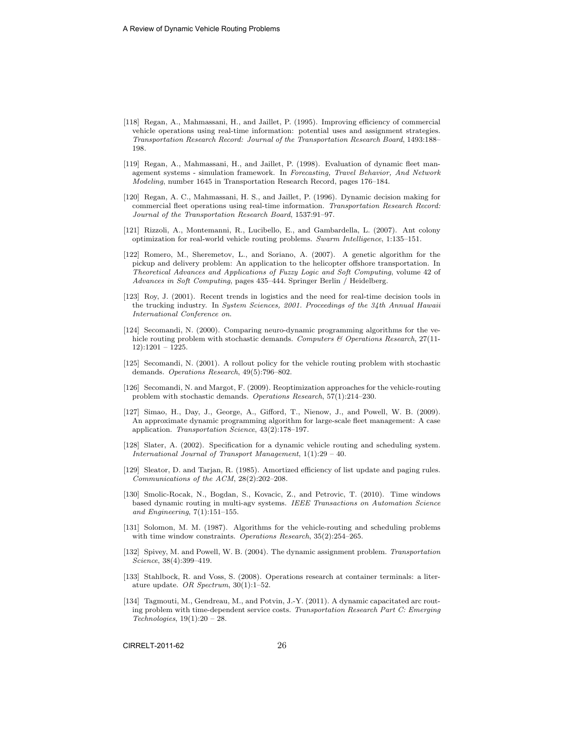[118] Regan, A., Mahmassani, H., and Jaillet, P. (1995). Improving efficiency of commercial vehicle operations using real-time information: potential uses and assignment strategies. *Transportation Research Record: Journal of the Transportation Research Board*, 1493:188–198.

[119] Regan, A., Mahmassani, H., and Jaillet, P. (1998). Evaluation of dynamic fleet management systems - simulation framework. In *Forecasting, Travel Behavior, And Network Modeling*, number 1645 in Transportation Research Record, pages 176–184.

[120] Regan, A. C., Mahmassani, H. S., and Jaillet, P. (1996). Dynamic decision making for commercial fleet operations using real-time information. *Transportation Research Record: Journal of the Transportation Research Board*, 1537:91–97.

[121] Rizzoli, A., Montemanni, R., Lucibello, E., and Gambardella, L. (2007). Ant colony optimization for real-world vehicle routing problems. *Swarm Intelligence*, 1:135–151.

[122] Romero, M., Sheremetov, L., and Soriano, A. (2007). A genetic algorithm for the pickup and delivery problem: An application to the helicopter offshore transportation. In *Theoretical Advances and Applications of Fuzzy Logic and Soft Computing*, volume 42 of *Advances in Soft Computing*, pages 435–444. Springer Berlin / Heidelberg.

[123] Roy, J. (2001). Recent trends in logistics and the need for real-time decision tools in the trucking industry. In *System Sciences, 2001. Proceedings of the 34th Annual Hawaii International Conference on*.

[124] Secomandi, N. (2000). Comparing neuro-dynamic programming algorithms for the vehicle routing problem with stochastic demands. *Computers & Operations Research*, 27(11-12):1201 – 1225.

[125] Secomandi, N. (2001). A rollout policy for the vehicle routing problem with stochastic demands. *Operations Research*, 49(5):796–802.

[126] Secomandi, N. and Margot, F. (2009). Reoptimization approaches for the vehicle-routing problem with stochastic demands. *Operations Research*, 57(1):214–230.

[127] Simao, H., Day, J., George, A., Gifford, T., Nienow, J., and Powell, W. B. (2009). An approximate dynamic programming algorithm for large-scale fleet management: A case application. *Transportation Science*, 43(2):178–197.

[128] Slater, A. (2002). Specification for a dynamic vehicle routing and scheduling system. *International Journal of Transport Management*, 1(1):29 – 40.

[129] Sleator, D. and Tarjan, R. (1985). Amortized efficiency of list update and paging rules. *Communications of the ACM*, 28(2):202–208.

[130] Smolic-Rocak, N., Bogdan, S., Kovacic, Z., and Petrovic, T. (2010). Time windows based dynamic routing in multi-agv systems. *IEEE Transactions on Automation Science and Engineering*, 7(1):151–155.

[131] Solomon, M. M. (1987). Algorithms for the vehicle-routing and scheduling problems with time window constraints. *Operations Research*, 35(2):254–265.

[132] Spivey, M. and Powell, W. B. (2004). The dynamic assignment problem. *Transportation Science*, 38(4):399–419.

[133] Stahlbock, R. and Voss, S. (2008). Operations research at container terminals: a literature update. *OR Spectrum*, 30(1):1–52.

[134] Tagmouti, M., Gendreau, M., and Potvin, J.-Y. (2011). A dynamic capacitated arc routing problem with time-dependent service costs. *Transportation Research Part C: Emerging Technologies*, 19(1):20 – 28.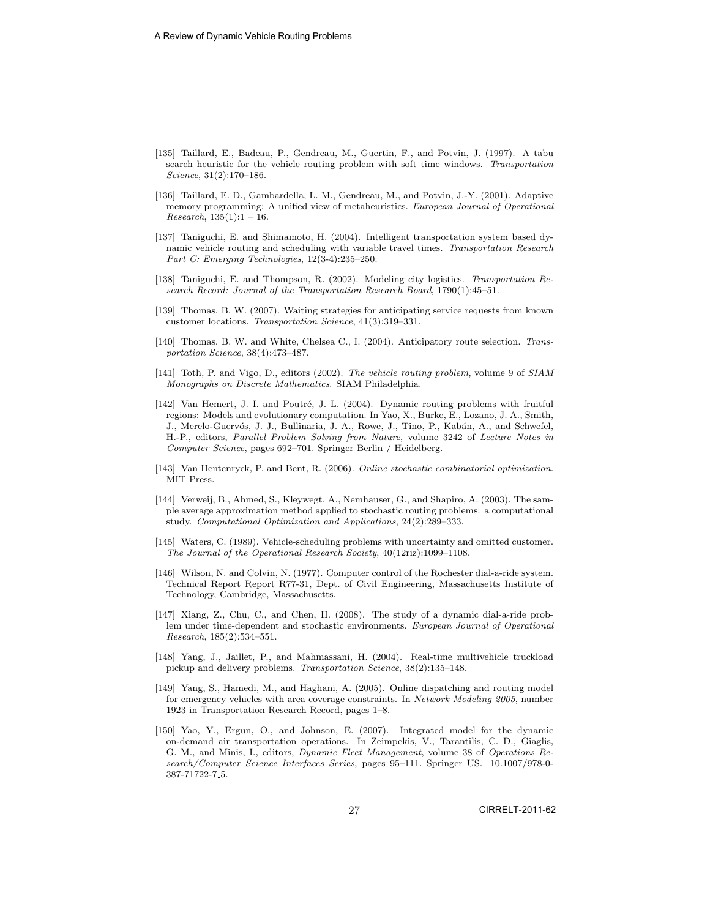[135] Taillard, E., Badeau, P., Gendreau, M., Guertin, F., and Potvin, J. (1997). A tabu search heuristic for the vehicle routing problem with soft time windows. *Transportation Science*, 31(2):170–186.

[136] Taillard, E. D., Gambardella, L. M., Gendreau, M., and Potvin, J.-Y. (2001). Adaptive memory programming: A unified view of metaheuristics. *European Journal of Operational Research*, 135(1):1 – 16.

[137] Taniguchi, E. and Shimamoto, H. (2004). Intelligent transportation system based dynamic vehicle routing and scheduling with variable travel times. *Transportation Research Part C: Emerging Technologies*, 12(3-4):235–250.

[138] Taniguchi, E. and Thompson, R. (2002). Modeling city logistics. *Transportation Research Record: Journal of the Transportation Research Board*, 1790(1):45–51.

[139] Thomas, B. W. (2007). Waiting strategies for anticipating service requests from known customer locations. *Transportation Science*, 41(3):319–331.

[140] Thomas, B. W. and White, Chelsea C., I. (2004). Anticipatory route selection. *Transportation Science*, 38(4):473–487.

[141] Toth, P. and Vigo, D., editors (2002). *The vehicle routing problem*, volume 9 of *SIAM Monographs on Discrete Mathematics*. SIAM Philadelphia.

[142] Van Hemert, J. I. and Poutré, J. L. (2004). Dynamic routing problems with fruitful regions: Models and evolutionary computation. In Yao, X., Burke, E., Lozano, J. A., Smith, J., Merelo-Guervós, J. J., Bullinaria, J. A., Rowe, J., Tino, P., Kabán, A., and Schwefel, H.-P., editors, *Parallel Problem Solving from Nature*, volume 3242 of *Lecture Notes in Computer Science*, pages 692–701. Springer Berlin / Heidelberg.

[143] Van Hentenryck, P. and Bent, R. (2006). *Online stochastic combinatorial optimization*. MIT Press.

[144] Verweij, B., Ahmed, S., Kleywegt, A., Nemhauser, G., and Shapiro, A. (2003). The sample average approximation method applied to stochastic routing problems: a computational study. *Computational Optimization and Applications*, 24(2):289–333.

[145] Waters, C. (1989). Vehicle-scheduling problems with uncertainty and omitted customer. *The Journal of the Operational Research Society*, 40(12riz):1099–1108.

[146] Wilson, N. and Colvin, N. (1977). Computer control of the Rochester dial-a-ride system. Technical Report Report R77-31, Dept. of Civil Engineering, Massachusetts Institute of Technology, Cambridge, Massachusetts.

[147] Xiang, Z., Chu, C., and Chen, H. (2008). The study of a dynamic dial-a-ride problem under time-dependent and stochastic environments. *European Journal of Operational Research*, 185(2):534–551.

[148] Yang, J., Jaillet, P., and Mahmassani, H. (2004). Real-time multivehicle truckload pickup and delivery problems. *Transportation Science*, 38(2):135–148.

[149] Yang, S., Hamedi, M., and Haghani, A. (2005). Online dispatching and routing model for emergency vehicles with area coverage constraints. In *Network Modeling 2005*, number 1923 in Transportation Research Record, pages 1–8.

[150] Yao, Y., Ergun, O., and Johnson, E. (2007). Integrated model for the dynamic on-demand air transportation operations. In Zeimpekis, V., Tarantilis, C. D., Giaglis, G. M., and Minis, I., editors, *Dynamic Fleet Management*, volume 38 of *Operations Research/Computer Science Interfaces Series*, pages 95–111. Springer US. 10.1007/978-0-387-71722-7_5.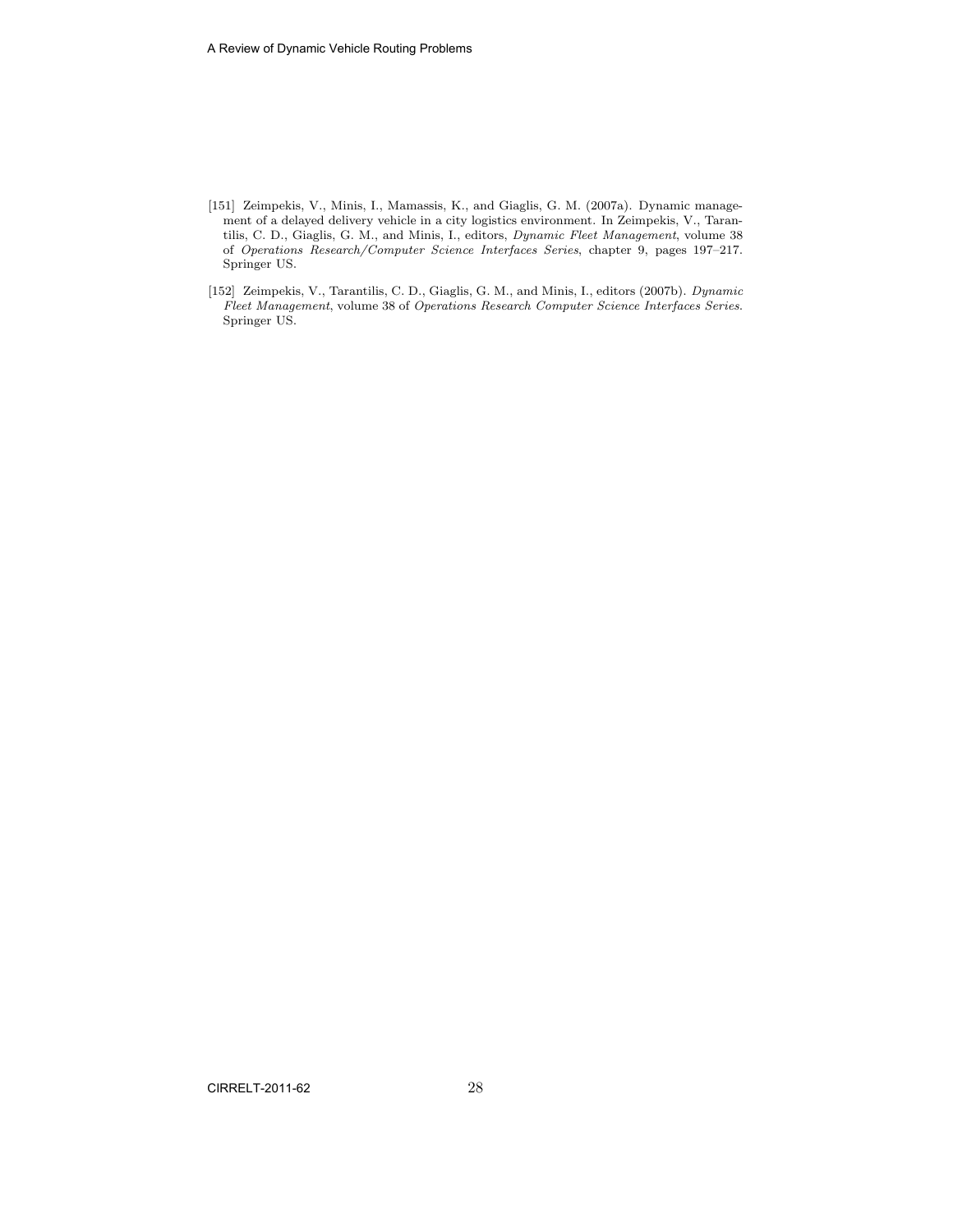[151] Zeimpekis, V., Minis, I., Mamassis, K., and Giaglis, G. M. (2007a). Dynamic management of a delayed delivery vehicle in a city logistics environment. In Zeimpekis, V., Tarantilis, C. D., Giaglis, G. M., and Minis, I., editors, *Dynamic Fleet Management*, volume 38 of *Operations Research/Computer Science Interfaces Series*, chapter 9, pages 197–217. Springer US.

[152] Zeimpekis, V., Tarantilis, C. D., Giaglis, G. M., and Minis, I., editors (2007b). *Dynamic Fleet Management*, volume 38 of *Operations Research Computer Science Interfaces Series*. Springer US.